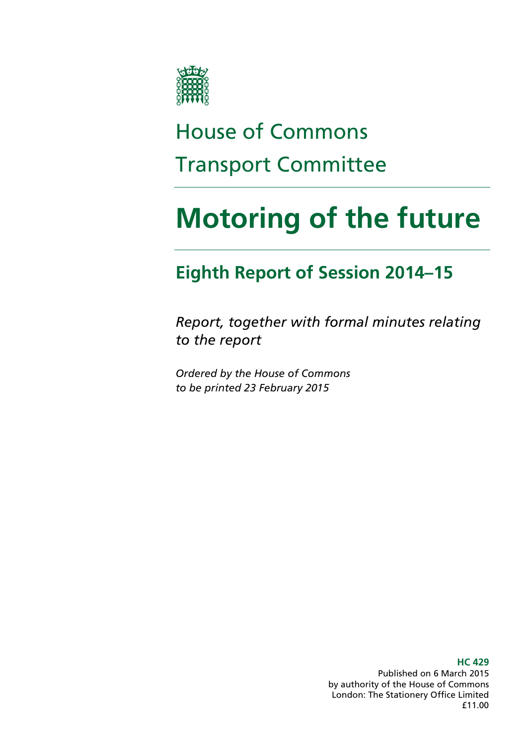House of Commons

Transport Committee

# Motoring of the future

## Eighth Report of Session 2014–15

*Report, together with formal minutes relating to the report*

*Ordered by the House of Commons to be printed 23 February 2015*

**HC 429**
Published on 6 March 2015
by authority of the House of Commons
London: The Stationery Office Limited
£11.00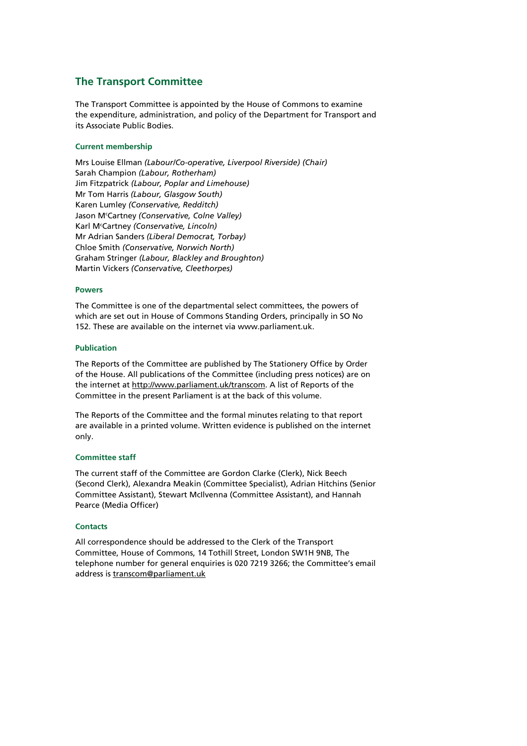## The Transport Committee

The Transport Committee is appointed by the House of Commons to examine the expenditure, administration, and policy of the Department for Transport and its Associate Public Bodies.

### Current membership

Mrs Louise Ellman *(Labour/Co-operative, Liverpool Riverside) (Chair)*
Sarah Champion *(Labour, Rotherham)*
Jim Fitzpatrick *(Labour, Poplar and Limehouse)*
Mr Tom Harris *(Labour, Glasgow South)*
Karen Lumley *(Conservative, Redditch)*
Jason McCartney *(Conservative, Colne Valley)*
Karl McCartney *(Conservative, Lincoln)*
Mr Adrian Sanders *(Liberal Democrat, Torbay)*
Chloe Smith *(Conservative, Norwich North)*
Graham Stringer *(Labour, Blackley and Broughton)*
Martin Vickers *(Conservative, Cleethorpes)*

### Powers

The Committee is one of the departmental select committees, the powers of which are set out in House of Commons Standing Orders, principally in SO No 152. These are available on the internet via www.parliament.uk.

### Publication

The Reports of the Committee are published by The Stationery Office by Order of the House. All publications of the Committee (including press notices) are on the internet at http://www.parliament.uk/transcom. A list of Reports of the Committee in the present Parliament is at the back of this volume.

The Reports of the Committee and the formal minutes relating to that report are available in a printed volume. Written evidence is published on the internet only.

### Committee staff

The current staff of the Committee are Gordon Clarke (Clerk), Nick Beech (Second Clerk), Alexandra Meakin (Committee Specialist), Adrian Hitchins (Senior Committee Assistant), Stewart McIlvenna (Committee Assistant), and Hannah Pearce (Media Officer)

### Contacts

All correspondence should be addressed to the Clerk of the Transport Committee, House of Commons, 14 Tothill Street, London SW1H 9NB, The telephone number for general enquiries is 020 7219 3266; the Committee's email address is transcom@parliament.uk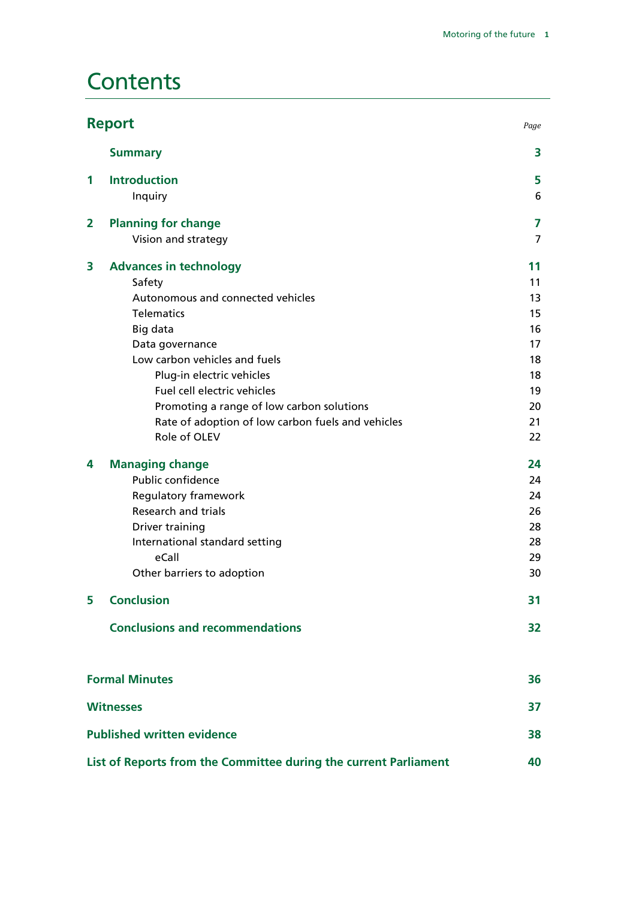# Contents

| Report | | Page |
|---|---|---|
| | **Summary** | **3** |
| **1** | **Introduction** | **5** |
| | Inquiry | 6 |
| **2** | **Planning for change** | **7** |
| | Vision and strategy | 7 |
| **3** | **Advances in technology** | **11** |
| | Safety | 11 |
| | Autonomous and connected vehicles | 13 |
| | Telematics | 15 |
| | Big data | 16 |
| | Data governance | 17 |
| | Low carbon vehicles and fuels | 18 |
| | Plug-in electric vehicles | 18 |
| | Fuel cell electric vehicles | 19 |
| | Promoting a range of low carbon solutions | 20 |
| | Rate of adoption of low carbon fuels and vehicles | 21 |
| | Role of OLEV | 22 |
| **4** | **Managing change** | **24** |
| | Public confidence | 24 |
| | Regulatory framework | 24 |
| | Research and trials | 26 |
| | Driver training | 28 |
| | International standard setting | 28 |
| | eCall | 29 |
| | Other barriers to adoption | 30 |
| **5** | **Conclusion** | **31** |
| | **Conclusions and recommendations** | **32** |
| **Formal Minutes** | | **36** |
| **Witnesses** | | **37** |
| **Published written evidence** | | **38** |
| **List of Reports from the Committee during the current Parliament** | | **40** |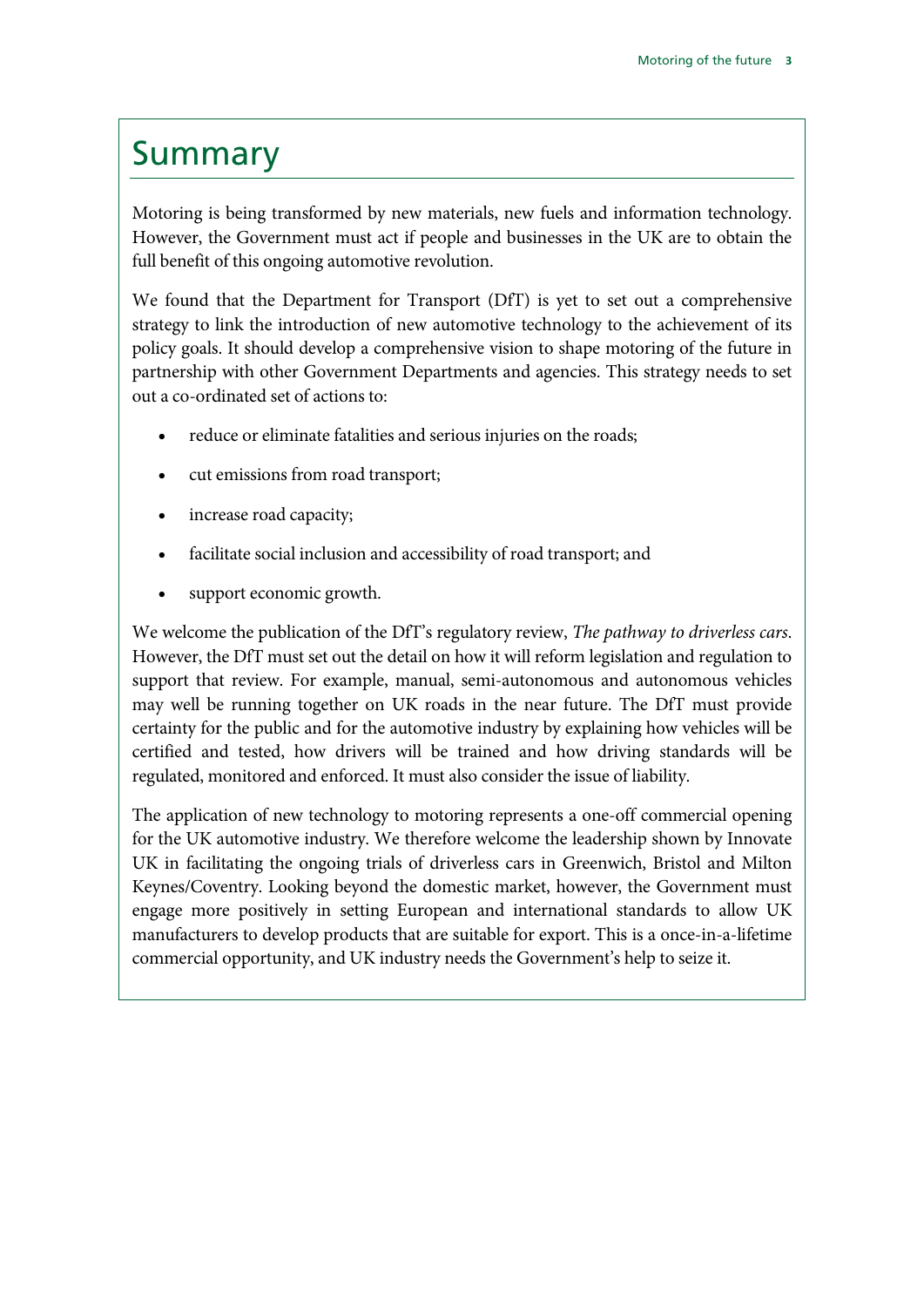# Summary

Motoring is being transformed by new materials, new fuels and information technology. However, the Government must act if people and businesses in the UK are to obtain the full benefit of this ongoing automotive revolution.

We found that the Department for Transport (DfT) is yet to set out a comprehensive strategy to link the introduction of new automotive technology to the achievement of its policy goals. It should develop a comprehensive vision to shape motoring of the future in partnership with other Government Departments and agencies. This strategy needs to set out a co-ordinated set of actions to:

- reduce or eliminate fatalities and serious injuries on the roads;
- cut emissions from road transport;
- increase road capacity;
- facilitate social inclusion and accessibility of road transport; and
- support economic growth.

We welcome the publication of the DfT's regulatory review, *The pathway to driverless cars*. However, the DfT must set out the detail on how it will reform legislation and regulation to support that review. For example, manual, semi-autonomous and autonomous vehicles may well be running together on UK roads in the near future. The DfT must provide certainty for the public and for the automotive industry by explaining how vehicles will be certified and tested, how drivers will be trained and how driving standards will be regulated, monitored and enforced. It must also consider the issue of liability.

The application of new technology to motoring represents a one-off commercial opening for the UK automotive industry. We therefore welcome the leadership shown by Innovate UK in facilitating the ongoing trials of driverless cars in Greenwich, Bristol and Milton Keynes/Coventry. Looking beyond the domestic market, however, the Government must engage more positively in setting European and international standards to allow UK manufacturers to develop products that are suitable for export. This is a once-in-a-lifetime commercial opportunity, and UK industry needs the Government's help to seize it.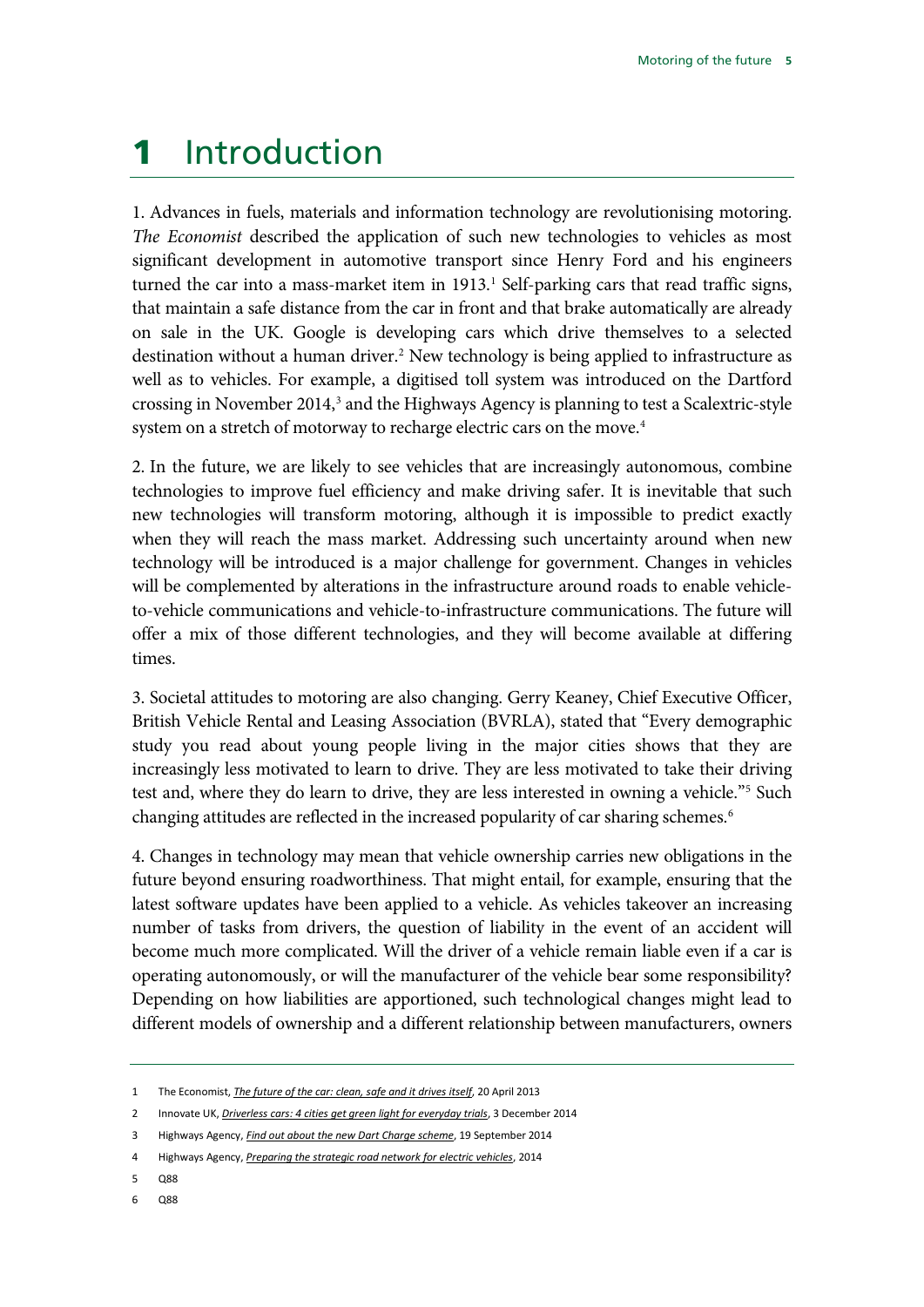# 1 Introduction

1. Advances in fuels, materials and information technology are revolutionising motoring. *The Economist* described the application of such new technologies to vehicles as most significant development in automotive transport since Henry Ford and his engineers turned the car into a mass-market item in 1913.[1] Self-parking cars that read traffic signs, that maintain a safe distance from the car in front and that brake automatically are already on sale in the UK. Google is developing cars which drive themselves to a selected destination without a human driver.[2] New technology is being applied to infrastructure as well as to vehicles. For example, a digitised toll system was introduced on the Dartford crossing in November 2014,[3] and the Highways Agency is planning to test a Scalextric-style system on a stretch of motorway to recharge electric cars on the move.[4]

2. In the future, we are likely to see vehicles that are increasingly autonomous, combine technologies to improve fuel efficiency and make driving safer. It is inevitable that such new technologies will transform motoring, although it is impossible to predict exactly when they will reach the mass market. Addressing such uncertainty around when new technology will be introduced is a major challenge for government. Changes in vehicles will be complemented by alterations in the infrastructure around roads to enable vehicle-to-vehicle communications and vehicle-to-infrastructure communications. The future will offer a mix of those different technologies, and they will become available at differing times.

3. Societal attitudes to motoring are also changing. Gerry Keaney, Chief Executive Officer, British Vehicle Rental and Leasing Association (BVRLA), stated that "Every demographic study you read about young people living in the major cities shows that they are increasingly less motivated to learn to drive. They are less motivated to take their driving test and, where they do learn to drive, they are less interested in owning a vehicle."[5] Such changing attitudes are reflected in the increased popularity of car sharing schemes.[6]

4. Changes in technology may mean that vehicle ownership carries new obligations in the future beyond ensuring roadworthiness. That might entail, for example, ensuring that the latest software updates have been applied to a vehicle. As vehicles takeover an increasing number of tasks from drivers, the question of liability in the event of an accident will become much more complicated. Will the driver of a vehicle remain liable even if a car is operating autonomously, or will the manufacturer of the vehicle bear some responsibility? Depending on how liabilities are apportioned, such technological changes might lead to different models of ownership and a different relationship between manufacturers, owners

---

1 The Economist, *The future of the car: clean, safe and it drives itself*, 20 April 2013

2 Innovate UK, *Driverless cars: 4 cities get green light for everyday trials*, 3 December 2014

3 Highways Agency, *Find out about the new Dart Charge scheme*, 19 September 2014

4 Highways Agency, *Preparing the strategic road network for electric vehicles*, 2014

5 Q88

6 Q88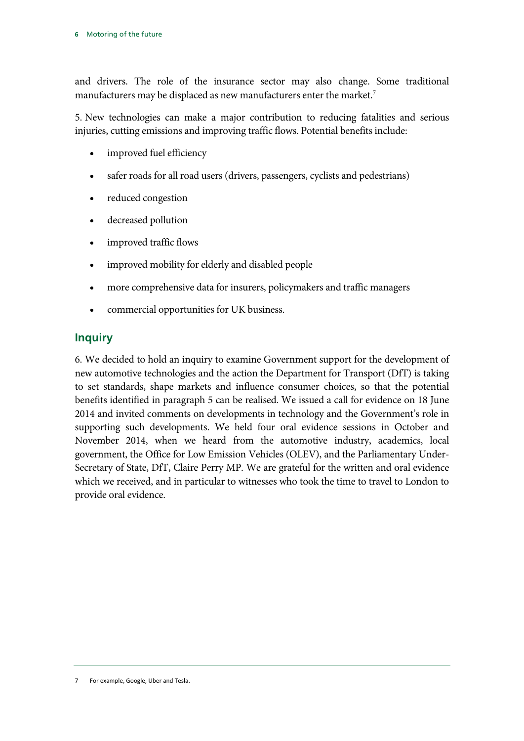and drivers. The role of the insurance sector may also change. Some traditional manufacturers may be displaced as new manufacturers enter the market.[7]

5. New technologies can make a major contribution to reducing fatalities and serious injuries, cutting emissions and improving traffic flows. Potential benefits include:

- improved fuel efficiency
- safer roads for all road users (drivers, passengers, cyclists and pedestrians)
- reduced congestion
- decreased pollution
- improved traffic flows
- improved mobility for elderly and disabled people
- more comprehensive data for insurers, policymakers and traffic managers
- commercial opportunities for UK business.

## Inquiry

6. We decided to hold an inquiry to examine Government support for the development of new automotive technologies and the action the Department for Transport (DfT) is taking to set standards, shape markets and influence consumer choices, so that the potential benefits identified in paragraph 5 can be realised. We issued a call for evidence on 18 June 2014 and invited comments on developments in technology and the Government's role in supporting such developments. We held four oral evidence sessions in October and November 2014, when we heard from the automotive industry, academics, local government, the Office for Low Emission Vehicles (OLEV), and the Parliamentary Under-Secretary of State, DfT, Claire Perry MP. We are grateful for the written and oral evidence which we received, and in particular to witnesses who took the time to travel to London to provide oral evidence.

7 For example, Google, Uber and Tesla.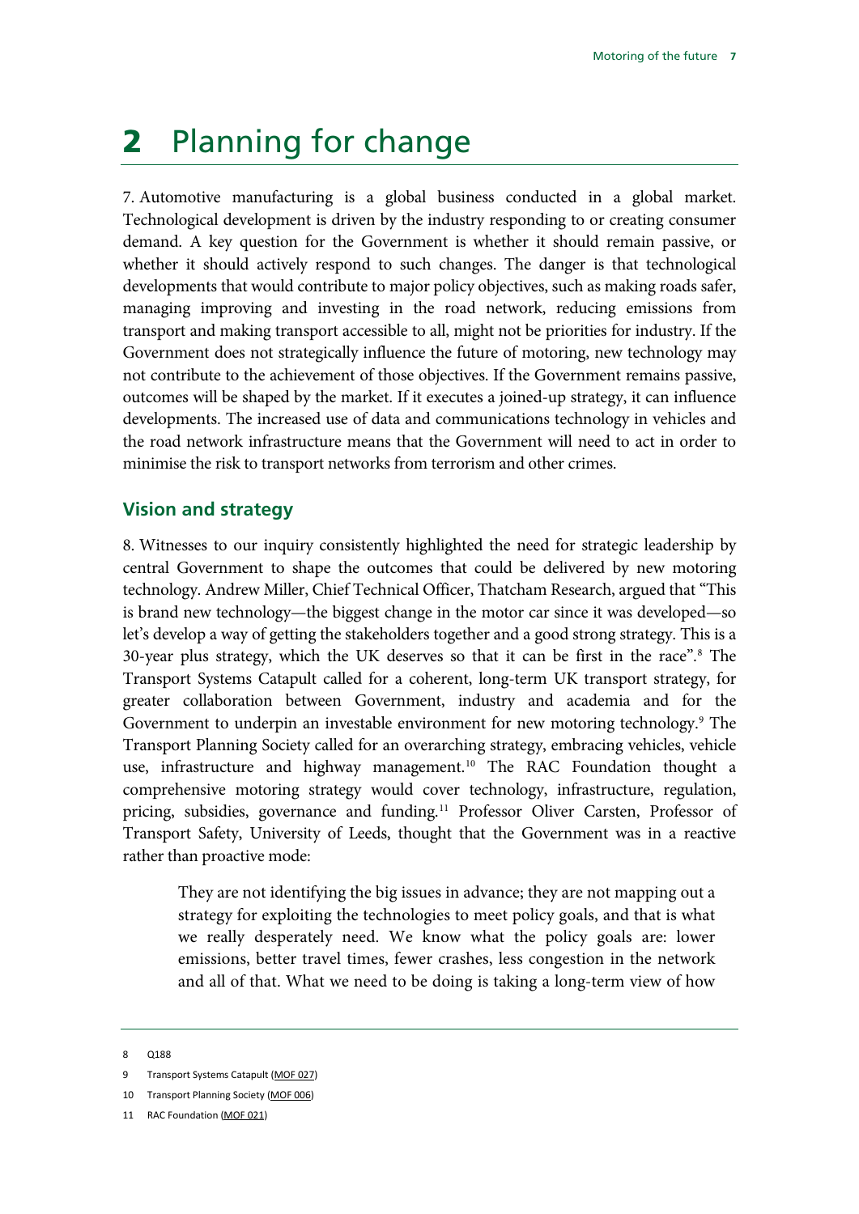# 2 Planning for change

7. Automotive manufacturing is a global business conducted in a global market. Technological development is driven by the industry responding to or creating consumer demand. A key question for the Government is whether it should remain passive, or whether it should actively respond to such changes. The danger is that technological developments that would contribute to major policy objectives, such as making roads safer, managing improving and investing in the road network, reducing emissions from transport and making transport accessible to all, might not be priorities for industry. If the Government does not strategically influence the future of motoring, new technology may not contribute to the achievement of those objectives. If the Government remains passive, outcomes will be shaped by the market. If it executes a joined-up strategy, it can influence developments. The increased use of data and communications technology in vehicles and the road network infrastructure means that the Government will need to act in order to minimise the risk to transport networks from terrorism and other crimes.

## Vision and strategy

8. Witnesses to our inquiry consistently highlighted the need for strategic leadership by central Government to shape the outcomes that could be delivered by new motoring technology. Andrew Miller, Chief Technical Officer, Thatcham Research, argued that "This is brand new technology—the biggest change in the motor car since it was developed—so let's develop a way of getting the stakeholders together and a good strong strategy. This is a 30-year plus strategy, which the UK deserves so that it can be first in the race".[8] The Transport Systems Catapult called for a coherent, long-term UK transport strategy, for greater collaboration between Government, industry and academia and for the Government to underpin an investable environment for new motoring technology.[9] The Transport Planning Society called for an overarching strategy, embracing vehicles, vehicle use, infrastructure and highway management.[10] The RAC Foundation thought a comprehensive motoring strategy would cover technology, infrastructure, regulation, pricing, subsidies, governance and funding.[11] Professor Oliver Carsten, Professor of Transport Safety, University of Leeds, thought that the Government was in a reactive rather than proactive mode:

> They are not identifying the big issues in advance; they are not mapping out a strategy for exploiting the technologies to meet policy goals, and that is what we really desperately need. We know what the policy goals are: lower emissions, better travel times, fewer crashes, less congestion in the network and all of that. What we need to be doing is taking a long-term view of how

8 Q188

9 Transport Systems Catapult (MOF 027)

10 Transport Planning Society (MOF 006)

11 RAC Foundation (MOF 021)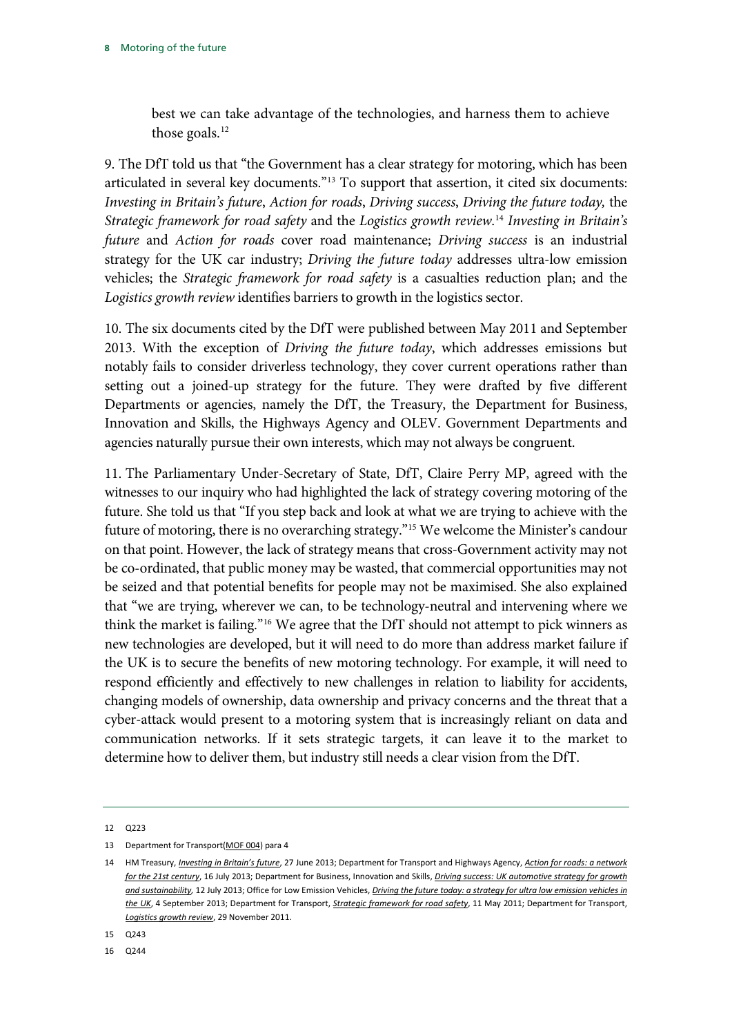> best we can take advantage of the technologies, and harness them to achieve those goals.[12]

9. The DfT told us that "the Government has a clear strategy for motoring, which has been articulated in several key documents."[13] To support that assertion, it cited six documents: *Investing in Britain's future*, *Action for roads*, *Driving success*, *Driving the future today,* the *Strategic framework for road safety* and the *Logistics growth review*.[14] *Investing in Britain's future* and *Action for roads* cover road maintenance; *Driving success* is an industrial strategy for the UK car industry; *Driving the future today* addresses ultra-low emission vehicles; the *Strategic framework for road safety* is a casualties reduction plan; and the *Logistics growth review* identifies barriers to growth in the logistics sector.

10. The six documents cited by the DfT were published between May 2011 and September 2013. With the exception of *Driving the future today*, which addresses emissions but notably fails to consider driverless technology, they cover current operations rather than setting out a joined-up strategy for the future. They were drafted by five different Departments or agencies, namely the DfT, the Treasury, the Department for Business, Innovation and Skills, the Highways Agency and OLEV. Government Departments and agencies naturally pursue their own interests, which may not always be congruent.

11. The Parliamentary Under-Secretary of State, DfT, Claire Perry MP, agreed with the witnesses to our inquiry who had highlighted the lack of strategy covering motoring of the future. She told us that "If you step back and look at what we are trying to achieve with the future of motoring, there is no overarching strategy."[15] We welcome the Minister's candour on that point. However, the lack of strategy means that cross-Government activity may not be co-ordinated, that public money may be wasted, that commercial opportunities may not be seized and that potential benefits for people may not be maximised. She also explained that "we are trying, wherever we can, to be technology-neutral and intervening where we think the market is failing."[16] We agree that the DfT should not attempt to pick winners as new technologies are developed, but it will need to do more than address market failure if the UK is to secure the benefits of new motoring technology. For example, it will need to respond efficiently and effectively to new challenges in relation to liability for accidents, changing models of ownership, data ownership and privacy concerns and the threat that a cyber-attack would present to a motoring system that is increasingly reliant on data and communication networks. If it sets strategic targets, it can leave it to the market to determine how to deliver them, but industry still needs a clear vision from the DfT.

---

12 Q223

13 Department for Transport(MOF 004) para 4

14 HM Treasury, *Investing in Britain's future*, 27 June 2013; Department for Transport and Highways Agency, *Action for roads: a network for the 21st century*, 16 July 2013; Department for Business, Innovation and Skills, *Driving success: UK automotive strategy for growth and sustainability*, 12 July 2013; Office for Low Emission Vehicles, *Driving the future today: a strategy for ultra low emission vehicles in the UK*, 4 September 2013; Department for Transport, *Strategic framework for road safety*, 11 May 2011; Department for Transport, *Logistics growth review*, 29 November 2011.

15 Q243

16 Q244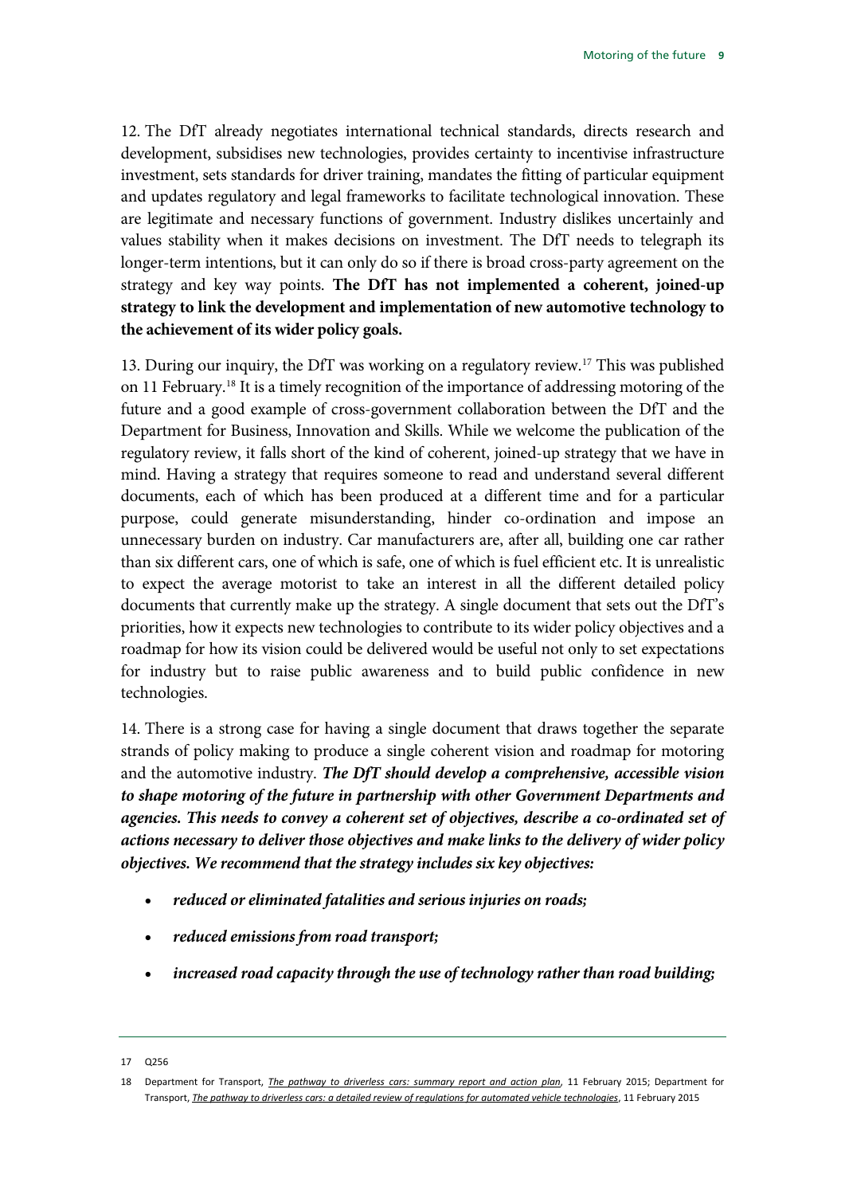12. The DfT already negotiates international technical standards, directs research and development, subsidises new technologies, provides certainty to incentivise infrastructure investment, sets standards for driver training, mandates the fitting of particular equipment and updates regulatory and legal frameworks to facilitate technological innovation. These are legitimate and necessary functions of government. Industry dislikes uncertainly and values stability when it makes decisions on investment. The DfT needs to telegraph its longer-term intentions, but it can only do so if there is broad cross-party agreement on the strategy and key way points. **The DfT has not implemented a coherent, joined-up strategy to link the development and implementation of new automotive technology to the achievement of its wider policy goals.**

13. During our inquiry, the DfT was working on a regulatory review.[17] This was published on 11 February.[18] It is a timely recognition of the importance of addressing motoring of the future and a good example of cross-government collaboration between the DfT and the Department for Business, Innovation and Skills. While we welcome the publication of the regulatory review, it falls short of the kind of coherent, joined-up strategy that we have in mind. Having a strategy that requires someone to read and understand several different documents, each of which has been produced at a different time and for a particular purpose, could generate misunderstanding, hinder co-ordination and impose an unnecessary burden on industry. Car manufacturers are, after all, building one car rather than six different cars, one of which is safe, one of which is fuel efficient etc. It is unrealistic to expect the average motorist to take an interest in all the different detailed policy documents that currently make up the strategy. A single document that sets out the DfT's priorities, how it expects new technologies to contribute to its wider policy objectives and a roadmap for how its vision could be delivered would be useful not only to set expectations for industry but to raise public awareness and to build public confidence in new technologies.

14. There is a strong case for having a single document that draws together the separate strands of policy making to produce a single coherent vision and roadmap for motoring and the automotive industry. ***The DfT should develop a comprehensive, accessible vision to shape motoring of the future in partnership with other Government Departments and agencies. This needs to convey a coherent set of objectives, describe a co-ordinated set of actions necessary to deliver those objectives and make links to the delivery of wider policy objectives. We recommend that the strategy includes six key objectives:***

- ***reduced or eliminated fatalities and serious injuries on roads;***
- ***reduced emissions from road transport;***
- ***increased road capacity through the use of technology rather than road building;***

---

17 Q256

18 Department for Transport, *The pathway to driverless cars: summary report and action plan*, 11 February 2015; Department for Transport, *The pathway to driverless cars: a detailed review of regulations for automated vehicle technologies*, 11 February 2015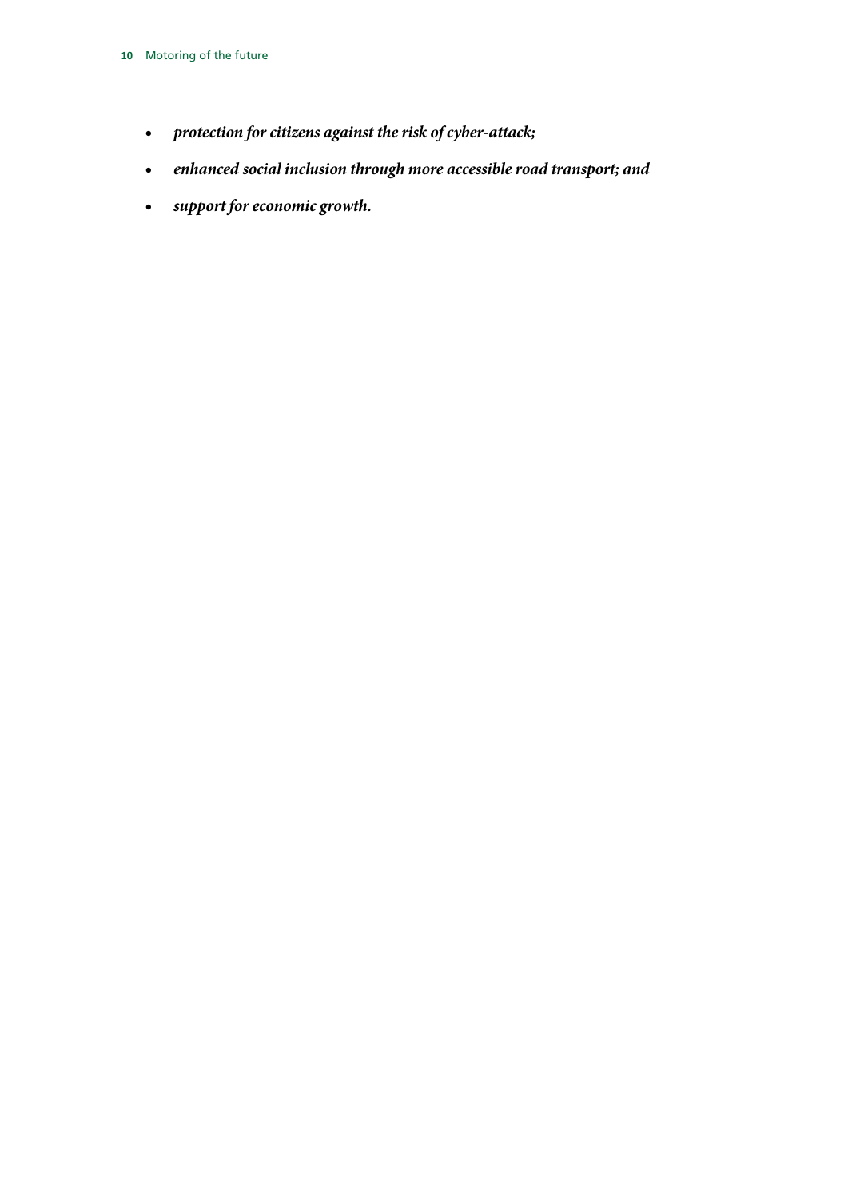- ***protection for citizens against the risk of cyber-attack;***
- ***enhanced social inclusion through more accessible road transport; and***
- ***support for economic growth.***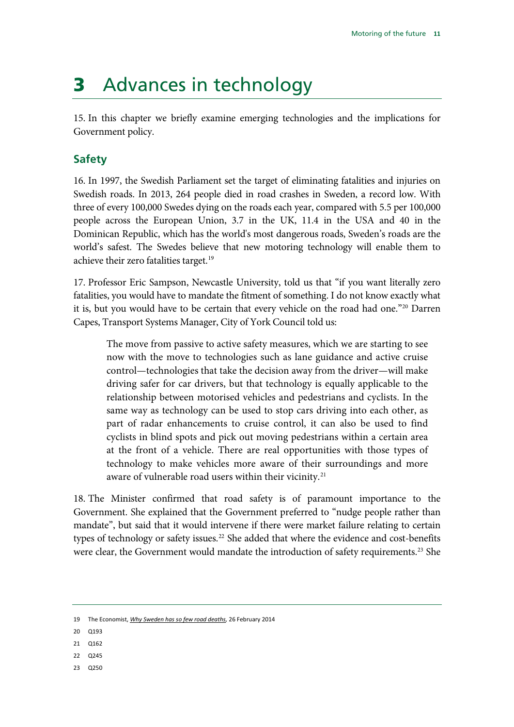# 3 Advances in technology

15. In this chapter we briefly examine emerging technologies and the implications for Government policy.

## Safety

16. In 1997, the Swedish Parliament set the target of eliminating fatalities and injuries on Swedish roads. In 2013, 264 people died in road crashes in Sweden, a record low. With three of every 100,000 Swedes dying on the roads each year, compared with 5.5 per 100,000 people across the European Union, 3.7 in the UK, 11.4 in the USA and 40 in the Dominican Republic, which has the world's most dangerous roads, Sweden's roads are the world's safest. The Swedes believe that new motoring technology will enable them to achieve their zero fatalities target.[19]

17. Professor Eric Sampson, Newcastle University, told us that "if you want literally zero fatalities, you would have to mandate the fitment of something. I do not know exactly what it is, but you would have to be certain that every vehicle on the road had one."[20] Darren Capes, Transport Systems Manager, City of York Council told us:

> The move from passive to active safety measures, which we are starting to see now with the move to technologies such as lane guidance and active cruise control—technologies that take the decision away from the driver—will make driving safer for car drivers, but that technology is equally applicable to the relationship between motorised vehicles and pedestrians and cyclists. In the same way as technology can be used to stop cars driving into each other, as part of radar enhancements to cruise control, it can also be used to find cyclists in blind spots and pick out moving pedestrians within a certain area at the front of a vehicle. There are real opportunities with those types of technology to make vehicles more aware of their surroundings and more aware of vulnerable road users within their vicinity.[21]

18. The Minister confirmed that road safety is of paramount importance to the Government. She explained that the Government preferred to "nudge people rather than mandate", but said that it would intervene if there were market failure relating to certain types of technology or safety issues.[22] She added that where the evidence and cost-benefits were clear, the Government would mandate the introduction of safety requirements.[23] She

---

19 The Economist, *Why Sweden has so few road deaths*, 26 February 2014

20 Q193

21 Q162

22 Q245

23 Q250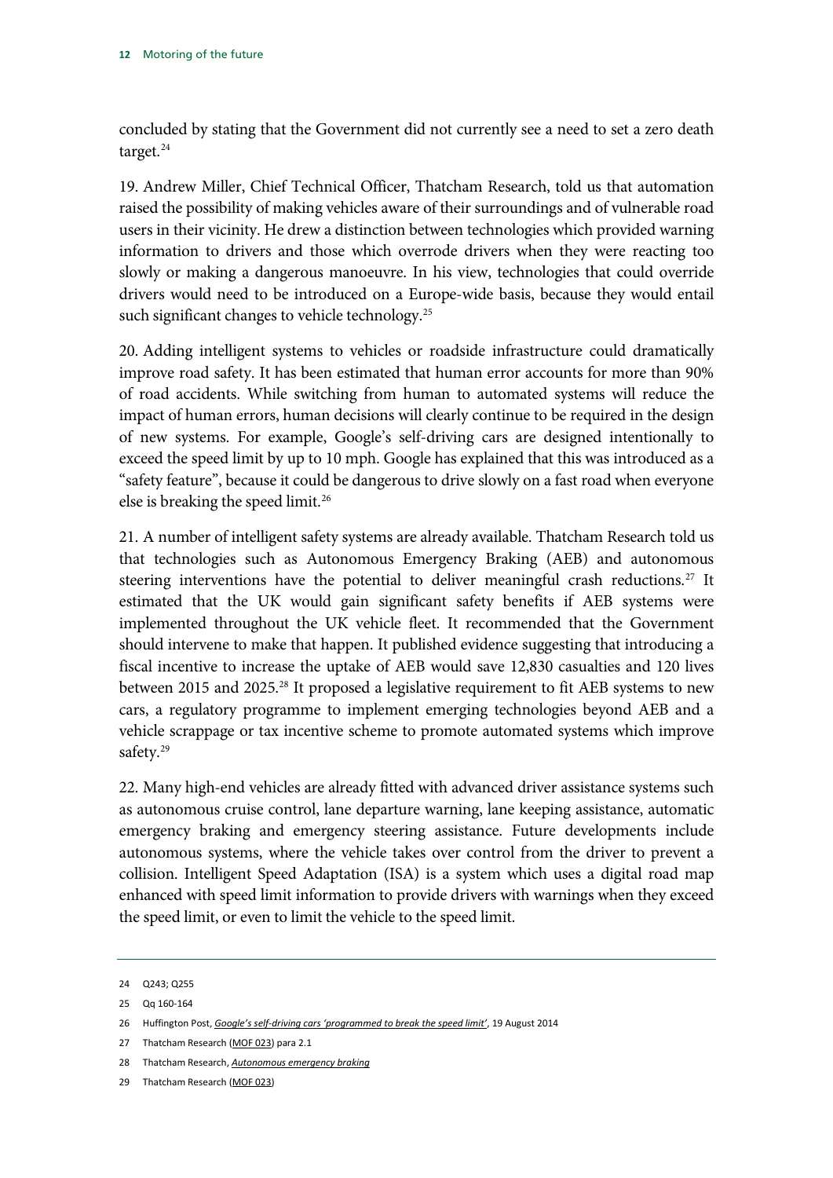concluded by stating that the Government did not currently see a need to set a zero death target.[24]

19. Andrew Miller, Chief Technical Officer, Thatcham Research, told us that automation raised the possibility of making vehicles aware of their surroundings and of vulnerable road users in their vicinity. He drew a distinction between technologies which provided warning information to drivers and those which overrode drivers when they were reacting too slowly or making a dangerous manoeuvre. In his view, technologies that could override drivers would need to be introduced on a Europe-wide basis, because they would entail such significant changes to vehicle technology.[25]

20. Adding intelligent systems to vehicles or roadside infrastructure could dramatically improve road safety. It has been estimated that human error accounts for more than 90% of road accidents. While switching from human to automated systems will reduce the impact of human errors, human decisions will clearly continue to be required in the design of new systems. For example, Google's self-driving cars are designed intentionally to exceed the speed limit by up to 10 mph. Google has explained that this was introduced as a "safety feature", because it could be dangerous to drive slowly on a fast road when everyone else is breaking the speed limit.[26]

21. A number of intelligent safety systems are already available. Thatcham Research told us that technologies such as Autonomous Emergency Braking (AEB) and autonomous steering interventions have the potential to deliver meaningful crash reductions.[27] It estimated that the UK would gain significant safety benefits if AEB systems were implemented throughout the UK vehicle fleet. It recommended that the Government should intervene to make that happen. It published evidence suggesting that introducing a fiscal incentive to increase the uptake of AEB would save 12,830 casualties and 120 lives between 2015 and 2025.[28] It proposed a legislative requirement to fit AEB systems to new cars, a regulatory programme to implement emerging technologies beyond AEB and a vehicle scrappage or tax incentive scheme to promote automated systems which improve safety.[29]

22. Many high-end vehicles are already fitted with advanced driver assistance systems such as autonomous cruise control, lane departure warning, lane keeping assistance, automatic emergency braking and emergency steering assistance. Future developments include autonomous systems, where the vehicle takes over control from the driver to prevent a collision. Intelligent Speed Adaptation (ISA) is a system which uses a digital road map enhanced with speed limit information to provide drivers with warnings when they exceed the speed limit, or even to limit the vehicle to the speed limit.

---

24 Q243; Q255

25 Qq 160-164

26 Huffington Post, *Google's self-driving cars 'programmed to break the speed limit'*, 19 August 2014

27 Thatcham Research (MOF 023) para 2.1

28 Thatcham Research, *Autonomous emergency braking*

29 Thatcham Research (MOF 023)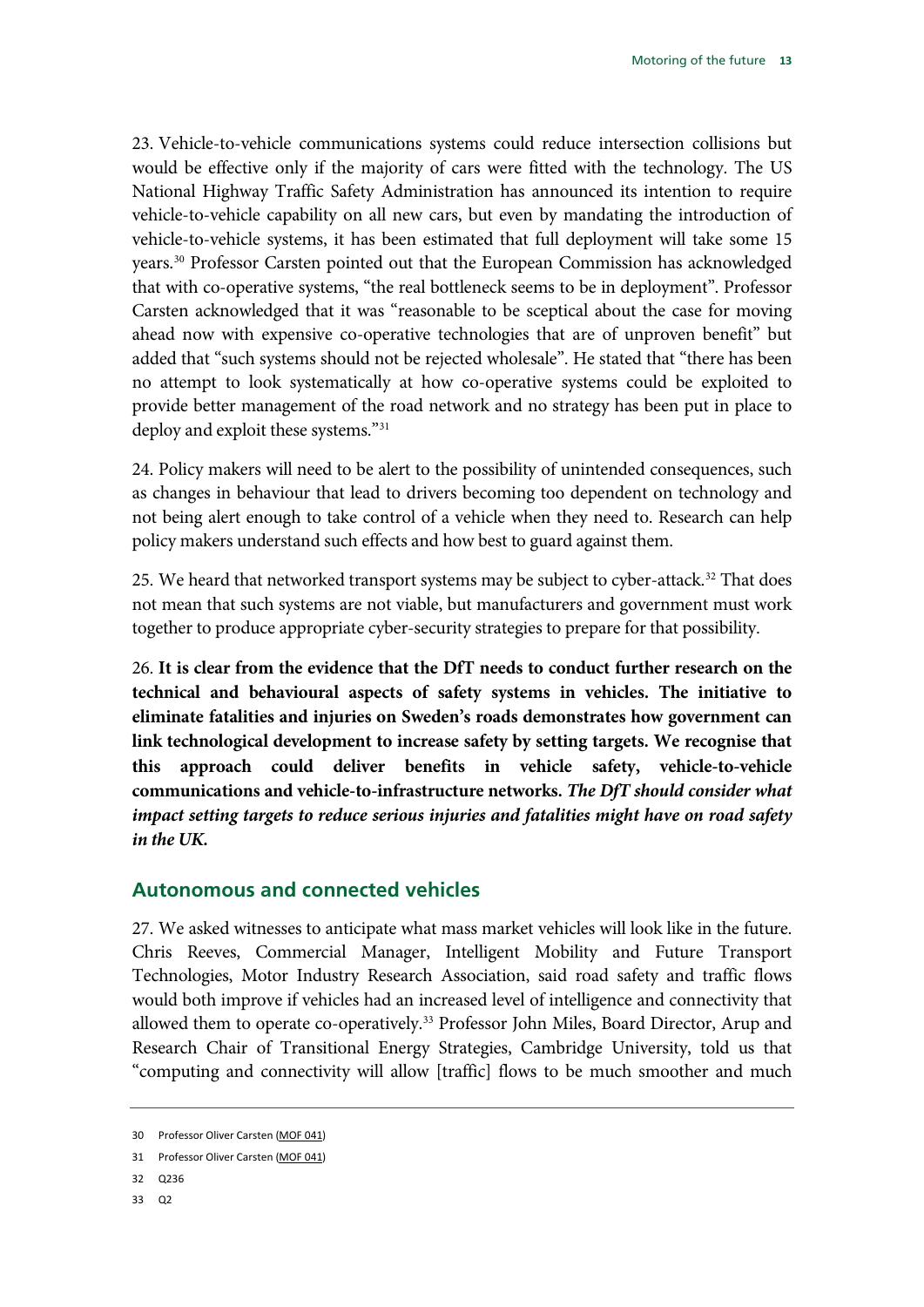23. Vehicle-to-vehicle communications systems could reduce intersection collisions but would be effective only if the majority of cars were fitted with the technology. The US National Highway Traffic Safety Administration has announced its intention to require vehicle-to-vehicle capability on all new cars, but even by mandating the introduction of vehicle-to-vehicle systems, it has been estimated that full deployment will take some 15 years.[30] Professor Carsten pointed out that the European Commission has acknowledged that with co-operative systems, "the real bottleneck seems to be in deployment". Professor Carsten acknowledged that it was "reasonable to be sceptical about the case for moving ahead now with expensive co-operative technologies that are of unproven benefit" but added that "such systems should not be rejected wholesale". He stated that "there has been no attempt to look systematically at how co-operative systems could be exploited to provide better management of the road network and no strategy has been put in place to deploy and exploit these systems."[31]

24. Policy makers will need to be alert to the possibility of unintended consequences, such as changes in behaviour that lead to drivers becoming too dependent on technology and not being alert enough to take control of a vehicle when they need to. Research can help policy makers understand such effects and how best to guard against them.

25. We heard that networked transport systems may be subject to cyber-attack.[32] That does not mean that such systems are not viable, but manufacturers and government must work together to produce appropriate cyber-security strategies to prepare for that possibility.

26. **It is clear from the evidence that the DfT needs to conduct further research on the technical and behavioural aspects of safety systems in vehicles. The initiative to eliminate fatalities and injuries on Sweden's roads demonstrates how government can link technological development to increase safety by setting targets. We recognise that this approach could deliver benefits in vehicle safety, vehicle-to-vehicle communications and vehicle-to-infrastructure networks.** ***The DfT should consider what impact setting targets to reduce serious injuries and fatalities might have on road safety in the UK.***

## Autonomous and connected vehicles

27. We asked witnesses to anticipate what mass market vehicles will look like in the future. Chris Reeves, Commercial Manager, Intelligent Mobility and Future Transport Technologies, Motor Industry Research Association, said road safety and traffic flows would both improve if vehicles had an increased level of intelligence and connectivity that allowed them to operate co-operatively.[33] Professor John Miles, Board Director, Arup and Research Chair of Transitional Energy Strategies, Cambridge University, told us that "computing and connectivity will allow [traffic] flows to be much smoother and much

30 Professor Oliver Carsten (MOF 041)

31 Professor Oliver Carsten (MOF 041)

32 Q236

33 Q2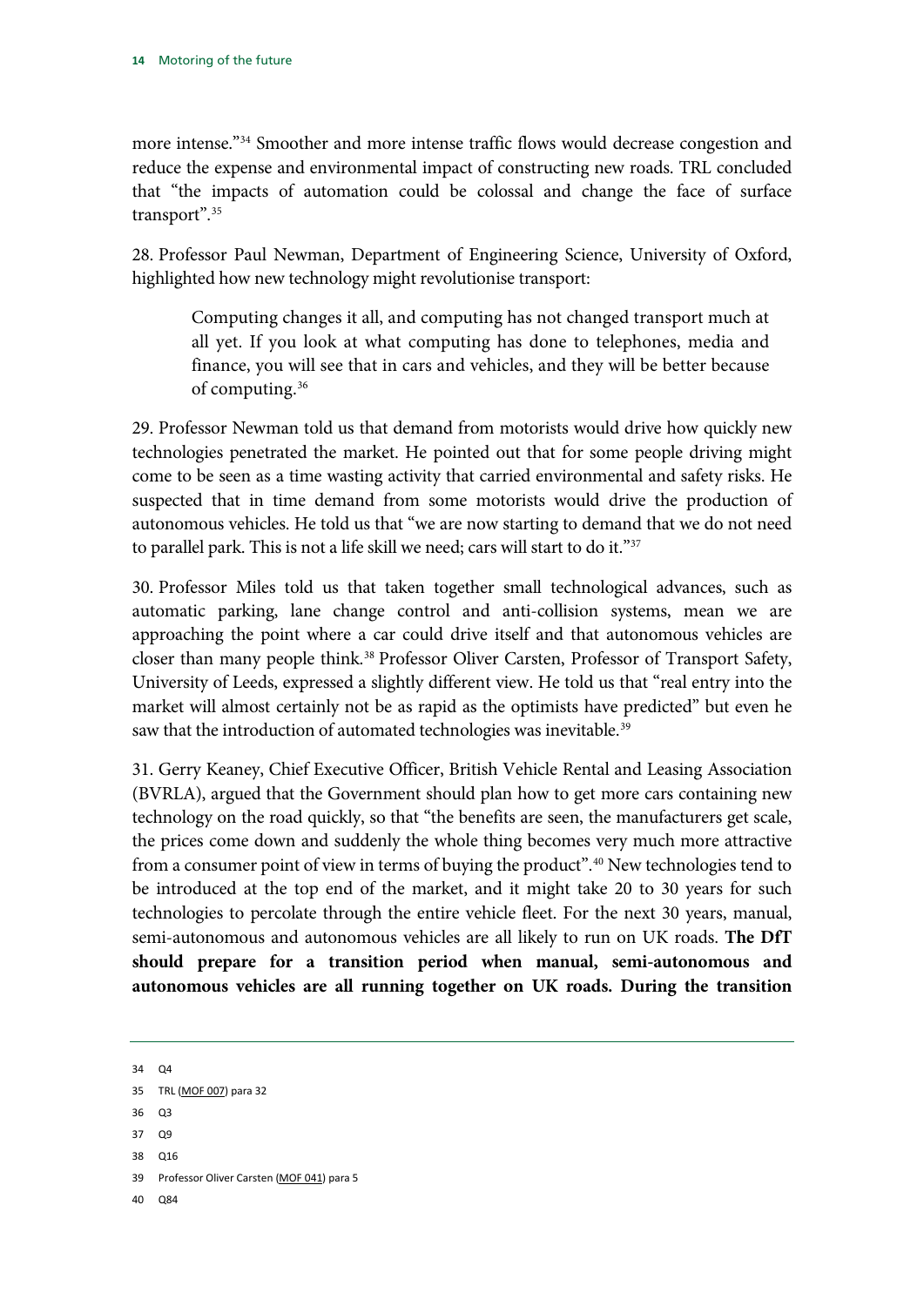more intense."[34] Smoother and more intense traffic flows would decrease congestion and reduce the expense and environmental impact of constructing new roads. TRL concluded that "the impacts of automation could be colossal and change the face of surface transport".[35]

28. Professor Paul Newman, Department of Engineering Science, University of Oxford, highlighted how new technology might revolutionise transport:

> Computing changes it all, and computing has not changed transport much at all yet. If you look at what computing has done to telephones, media and finance, you will see that in cars and vehicles, and they will be better because of computing.[36]

29. Professor Newman told us that demand from motorists would drive how quickly new technologies penetrated the market. He pointed out that for some people driving might come to be seen as a time wasting activity that carried environmental and safety risks. He suspected that in time demand from some motorists would drive the production of autonomous vehicles. He told us that "we are now starting to demand that we do not need to parallel park. This is not a life skill we need; cars will start to do it."[37]

30. Professor Miles told us that taken together small technological advances, such as automatic parking, lane change control and anti-collision systems, mean we are approaching the point where a car could drive itself and that autonomous vehicles are closer than many people think.[38] Professor Oliver Carsten, Professor of Transport Safety, University of Leeds, expressed a slightly different view. He told us that "real entry into the market will almost certainly not be as rapid as the optimists have predicted" but even he saw that the introduction of automated technologies was inevitable.[39]

31. Gerry Keaney, Chief Executive Officer, British Vehicle Rental and Leasing Association (BVRLA), argued that the Government should plan how to get more cars containing new technology on the road quickly, so that "the benefits are seen, the manufacturers get scale, the prices come down and suddenly the whole thing becomes very much more attractive from a consumer point of view in terms of buying the product".[40] New technologies tend to be introduced at the top end of the market, and it might take 20 to 30 years for such technologies to percolate through the entire vehicle fleet. For the next 30 years, manual, semi-autonomous and autonomous vehicles are all likely to run on UK roads. **The DfT should prepare for a transition period when manual, semi-autonomous and autonomous vehicles are all running together on UK roads. During the transition**

---

34 Q4

35 TRL (MOF 007) para 32

36 Q3

37 Q9

38 Q16

39 Professor Oliver Carsten (MOF 041) para 5

40 Q84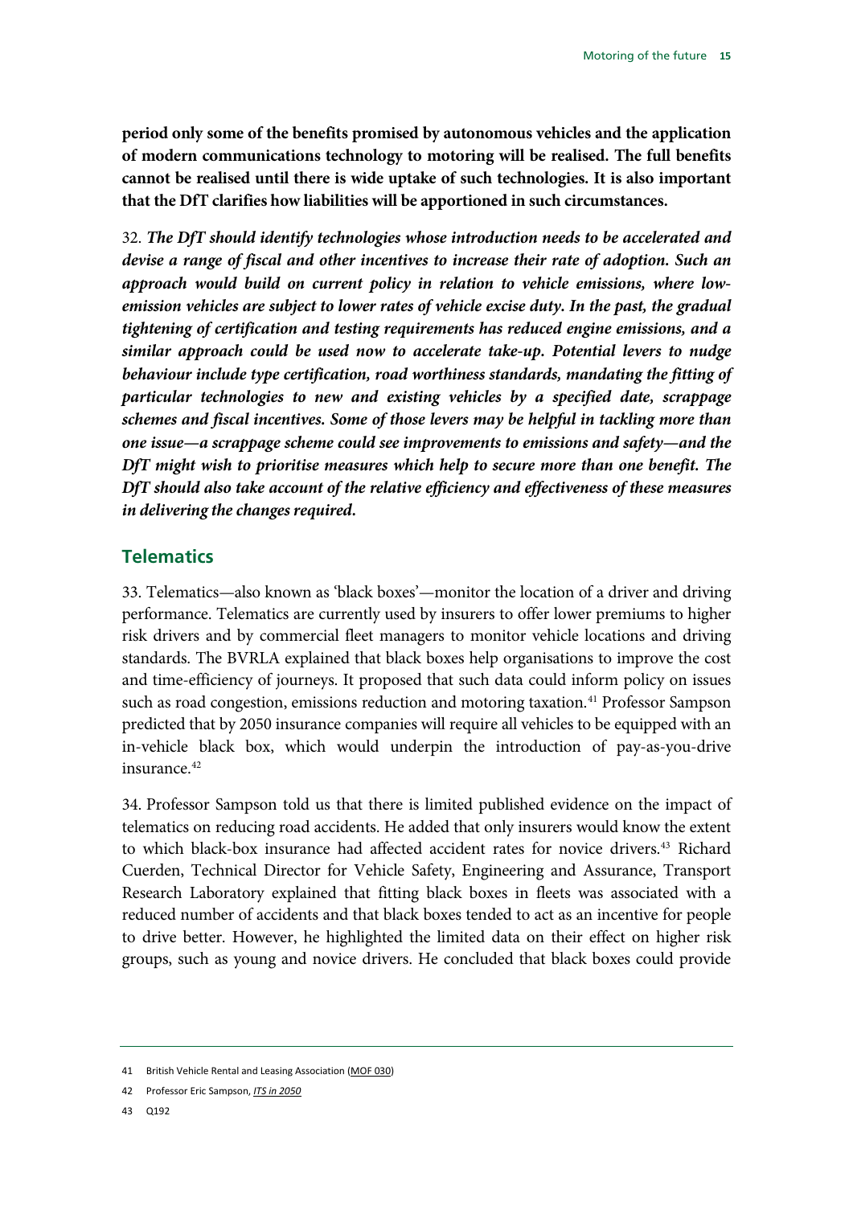**period only some of the benefits promised by autonomous vehicles and the application of modern communications technology to motoring will be realised. The full benefits cannot be realised until there is wide uptake of such technologies. It is also important that the DfT clarifies how liabilities will be apportioned in such circumstances.**

32. ***The DfT should identify technologies whose introduction needs to be accelerated and devise a range of fiscal and other incentives to increase their rate of adoption. Such an approach would build on current policy in relation to vehicle emissions, where low-emission vehicles are subject to lower rates of vehicle excise duty. In the past, the gradual tightening of certification and testing requirements has reduced engine emissions, and a similar approach could be used now to accelerate take-up. Potential levers to nudge behaviour include type certification, road worthiness standards, mandating the fitting of particular technologies to new and existing vehicles by a specified date, scrappage schemes and fiscal incentives. Some of those levers may be helpful in tackling more than one issue—a scrappage scheme could see improvements to emissions and safety—and the DfT might wish to prioritise measures which help to secure more than one benefit. The DfT should also take account of the relative efficiency and effectiveness of these measures in delivering the changes required.***

## Telematics

33. Telematics—also known as 'black boxes'—monitor the location of a driver and driving performance. Telematics are currently used by insurers to offer lower premiums to higher risk drivers and by commercial fleet managers to monitor vehicle locations and driving standards. The BVRLA explained that black boxes help organisations to improve the cost and time-efficiency of journeys. It proposed that such data could inform policy on issues such as road congestion, emissions reduction and motoring taxation.[41] Professor Sampson predicted that by 2050 insurance companies will require all vehicles to be equipped with an in-vehicle black box, which would underpin the introduction of pay-as-you-drive insurance.[42]

34. Professor Sampson told us that there is limited published evidence on the impact of telematics on reducing road accidents. He added that only insurers would know the extent to which black-box insurance had affected accident rates for novice drivers.[43] Richard Cuerden, Technical Director for Vehicle Safety, Engineering and Assurance, Transport Research Laboratory explained that fitting black boxes in fleets was associated with a reduced number of accidents and that black boxes tended to act as an incentive for people to drive better. However, he highlighted the limited data on their effect on higher risk groups, such as young and novice drivers. He concluded that black boxes could provide

---

41 British Vehicle Rental and Leasing Association (MOF 030)

42 Professor Eric Sampson, *ITS in 2050*

43 Q192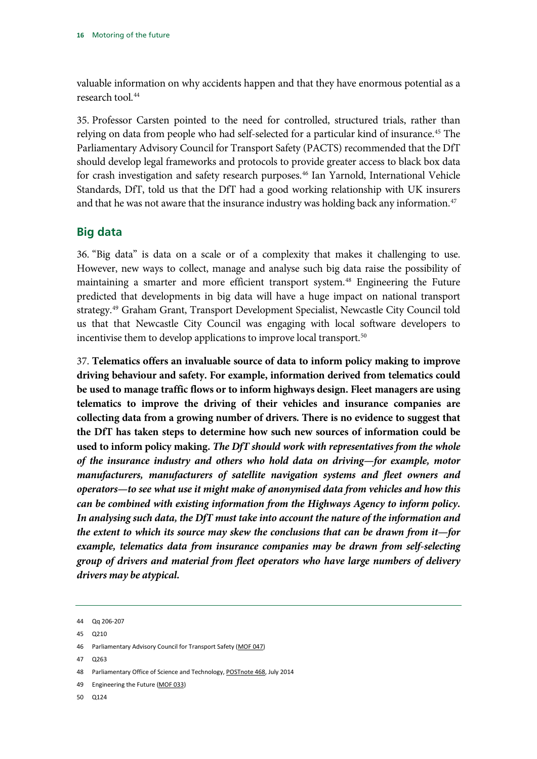valuable information on why accidents happen and that they have enormous potential as a research tool.[44]

35. Professor Carsten pointed to the need for controlled, structured trials, rather than relying on data from people who had self-selected for a particular kind of insurance.[45] The Parliamentary Advisory Council for Transport Safety (PACTS) recommended that the DfT should develop legal frameworks and protocols to provide greater access to black box data for crash investigation and safety research purposes.[46] Ian Yarnold, International Vehicle Standards, DfT, told us that the DfT had a good working relationship with UK insurers and that he was not aware that the insurance industry was holding back any information.[47]

## Big data

36. "Big data" is data on a scale or of a complexity that makes it challenging to use. However, new ways to collect, manage and analyse such big data raise the possibility of maintaining a smarter and more efficient transport system.[48] Engineering the Future predicted that developments in big data will have a huge impact on national transport strategy.[49] Graham Grant, Transport Development Specialist, Newcastle City Council told us that that Newcastle City Council was engaging with local software developers to incentivise them to develop applications to improve local transport.[50]

37. **Telematics offers an invaluable source of data to inform policy making to improve driving behaviour and safety. For example, information derived from telematics could be used to manage traffic flows or to inform highways design. Fleet managers are using telematics to improve the driving of their vehicles and insurance companies are collecting data from a growing number of drivers. There is no evidence to suggest that the DfT has taken steps to determine how such new sources of information could be used to inform policy making.** ***The DfT should work with representatives from the whole of the insurance industry and others who hold data on driving—for example, motor manufacturers, manufacturers of satellite navigation systems and fleet owners and operators—to see what use it might make of anonymised data from vehicles and how this can be combined with existing information from the Highways Agency to inform policy. In analysing such data, the DfT must take into account the nature of the information and the extent to which its source may skew the conclusions that can be drawn from it—for example, telematics data from insurance companies may be drawn from self-selecting group of drivers and material from fleet operators who have large numbers of delivery drivers may be atypical.***

44 Qq 206-207

45 Q210

46 Parliamentary Advisory Council for Transport Safety (MOF 047)

47 Q263

48 Parliamentary Office of Science and Technology, POSTnote 468, July 2014

49 Engineering the Future (MOF 033)

50 Q124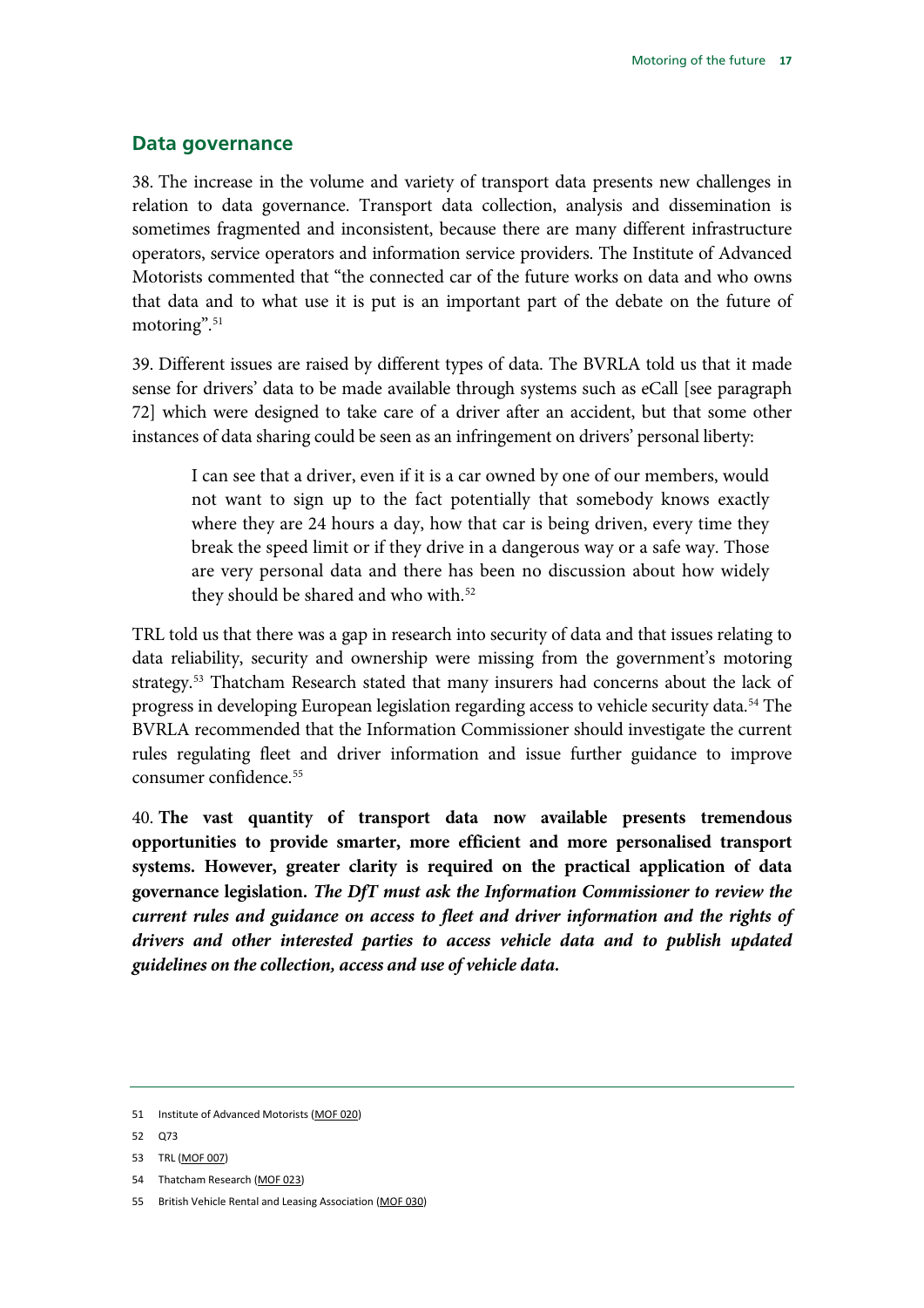## Data governance

38. The increase in the volume and variety of transport data presents new challenges in relation to data governance. Transport data collection, analysis and dissemination is sometimes fragmented and inconsistent, because there are many different infrastructure operators, service operators and information service providers. The Institute of Advanced Motorists commented that "the connected car of the future works on data and who owns that data and to what use it is put is an important part of the debate on the future of motoring".[51]

39. Different issues are raised by different types of data. The BVRLA told us that it made sense for drivers' data to be made available through systems such as eCall [see paragraph 72] which were designed to take care of a driver after an accident, but that some other instances of data sharing could be seen as an infringement on drivers' personal liberty:

> I can see that a driver, even if it is a car owned by one of our members, would not want to sign up to the fact potentially that somebody knows exactly where they are 24 hours a day, how that car is being driven, every time they break the speed limit or if they drive in a dangerous way or a safe way. Those are very personal data and there has been no discussion about how widely they should be shared and who with.[52]

TRL told us that there was a gap in research into security of data and that issues relating to data reliability, security and ownership were missing from the government's motoring strategy.[53] Thatcham Research stated that many insurers had concerns about the lack of progress in developing European legislation regarding access to vehicle security data.[54] The BVRLA recommended that the Information Commissioner should investigate the current rules regulating fleet and driver information and issue further guidance to improve consumer confidence.[55]

40. **The vast quantity of transport data now available presents tremendous opportunities to provide smarter, more efficient and more personalised transport systems. However, greater clarity is required on the practical application of data governance legislation.** ***The DfT must ask the Information Commissioner to review the current rules and guidance on access to fleet and driver information and the rights of drivers and other interested parties to access vehicle data and to publish updated guidelines on the collection, access and use of vehicle data.***

---

51 Institute of Advanced Motorists (MOF 020)

52 Q73

53 TRL (MOF 007)

54 Thatcham Research (MOF 023)

55 British Vehicle Rental and Leasing Association (MOF 030)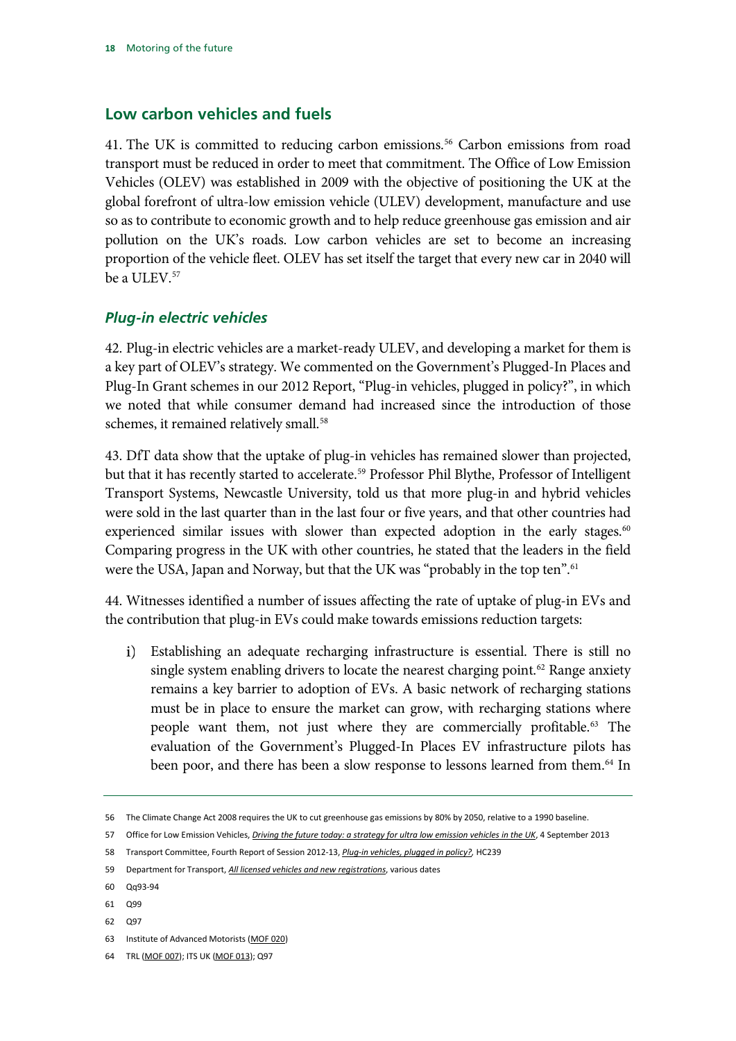## Low carbon vehicles and fuels

41. The UK is committed to reducing carbon emissions.[56] Carbon emissions from road transport must be reduced in order to meet that commitment. The Office of Low Emission Vehicles (OLEV) was established in 2009 with the objective of positioning the UK at the global forefront of ultra-low emission vehicle (ULEV) development, manufacture and use so as to contribute to economic growth and to help reduce greenhouse gas emission and air pollution on the UK's roads. Low carbon vehicles are set to become an increasing proportion of the vehicle fleet. OLEV has set itself the target that every new car in 2040 will be a ULEV.[57]

### *Plug-in electric vehicles*

42. Plug-in electric vehicles are a market-ready ULEV, and developing a market for them is a key part of OLEV's strategy. We commented on the Government's Plugged-In Places and Plug-In Grant schemes in our 2012 Report, "Plug-in vehicles, plugged in policy?", in which we noted that while consumer demand had increased since the introduction of those schemes, it remained relatively small.[58]

43. DfT data show that the uptake of plug-in vehicles has remained slower than projected, but that it has recently started to accelerate.[59] Professor Phil Blythe, Professor of Intelligent Transport Systems, Newcastle University, told us that more plug-in and hybrid vehicles were sold in the last quarter than in the last four or five years, and that other countries had experienced similar issues with slower than expected adoption in the early stages.[60] Comparing progress in the UK with other countries, he stated that the leaders in the field were the USA, Japan and Norway, but that the UK was "probably in the top ten".[61]

44. Witnesses identified a number of issues affecting the rate of uptake of plug-in EVs and the contribution that plug-in EVs could make towards emissions reduction targets:

i) Establishing an adequate recharging infrastructure is essential. There is still no single system enabling drivers to locate the nearest charging point.[62] Range anxiety remains a key barrier to adoption of EVs. A basic network of recharging stations must be in place to ensure the market can grow, with recharging stations where people want them, not just where they are commercially profitable.[63] The evaluation of the Government's Plugged-In Places EV infrastructure pilots has been poor, and there has been a slow response to lessons learned from them.[64] In

---

56 The Climate Change Act 2008 requires the UK to cut greenhouse gas emissions by 80% by 2050, relative to a 1990 baseline.

57 Office for Low Emission Vehicles, *Driving the future today: a strategy for ultra low emission vehicles in the UK*, 4 September 2013

58 Transport Committee, Fourth Report of Session 2012-13, *Plug-in vehicles, plugged in policy?*, HC239

59 Department for Transport, *All licensed vehicles and new registrations*, various dates

60 Qq93-94

61 Q99

62 Q97

63 Institute of Advanced Motorists (MOF 020)

64 TRL (MOF 007); ITS UK (MOF 013); Q97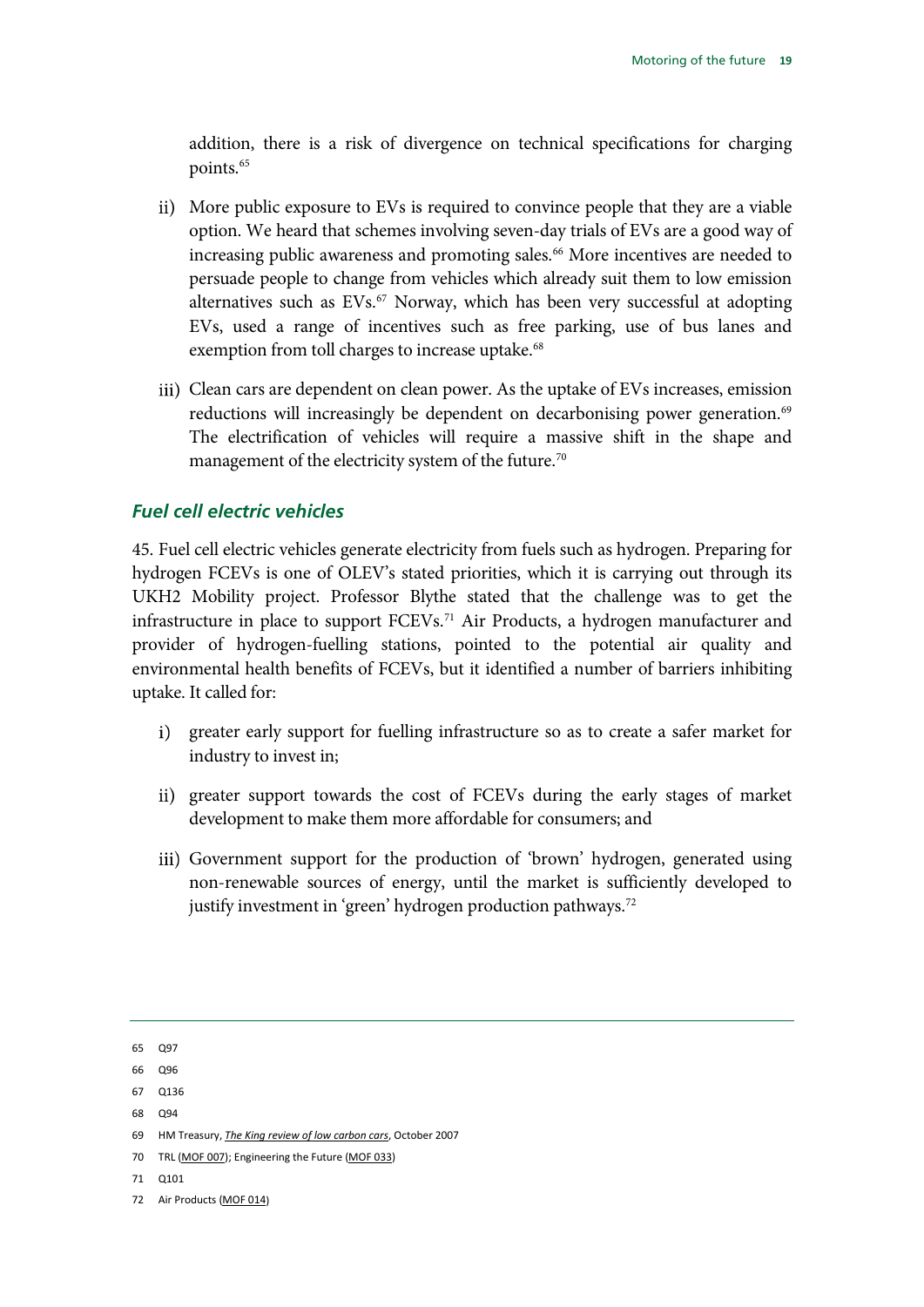addition, there is a risk of divergence on technical specifications for charging points.[65]

ii) More public exposure to EVs is required to convince people that they are a viable option. We heard that schemes involving seven-day trials of EVs are a good way of increasing public awareness and promoting sales.[66] More incentives are needed to persuade people to change from vehicles which already suit them to low emission alternatives such as EVs.[67] Norway, which has been very successful at adopting EVs, used a range of incentives such as free parking, use of bus lanes and exemption from toll charges to increase uptake.[68]

iii) Clean cars are dependent on clean power. As the uptake of EVs increases, emission reductions will increasingly be dependent on decarbonising power generation.[69] The electrification of vehicles will require a massive shift in the shape and management of the electricity system of the future.[70]

### *Fuel cell electric vehicles*

45. Fuel cell electric vehicles generate electricity from fuels such as hydrogen. Preparing for hydrogen FCEVs is one of OLEV's stated priorities, which it is carrying out through its UKH2 Mobility project. Professor Blythe stated that the challenge was to get the infrastructure in place to support FCEVs.[71] Air Products, a hydrogen manufacturer and provider of hydrogen-fuelling stations, pointed to the potential air quality and environmental health benefits of FCEVs, but it identified a number of barriers inhibiting uptake. It called for:

i) greater early support for fuelling infrastructure so as to create a safer market for industry to invest in;

ii) greater support towards the cost of FCEVs during the early stages of market development to make them more affordable for consumers; and

iii) Government support for the production of 'brown' hydrogen, generated using non-renewable sources of energy, until the market is sufficiently developed to justify investment in 'green' hydrogen production pathways.[72]

---

65 Q97

66 Q96

67 Q136

68 Q94

69 HM Treasury, *The King review of low carbon cars*, October 2007

70 TRL (MOF 007); Engineering the Future (MOF 033)

71 Q101

72 Air Products (MOF 014)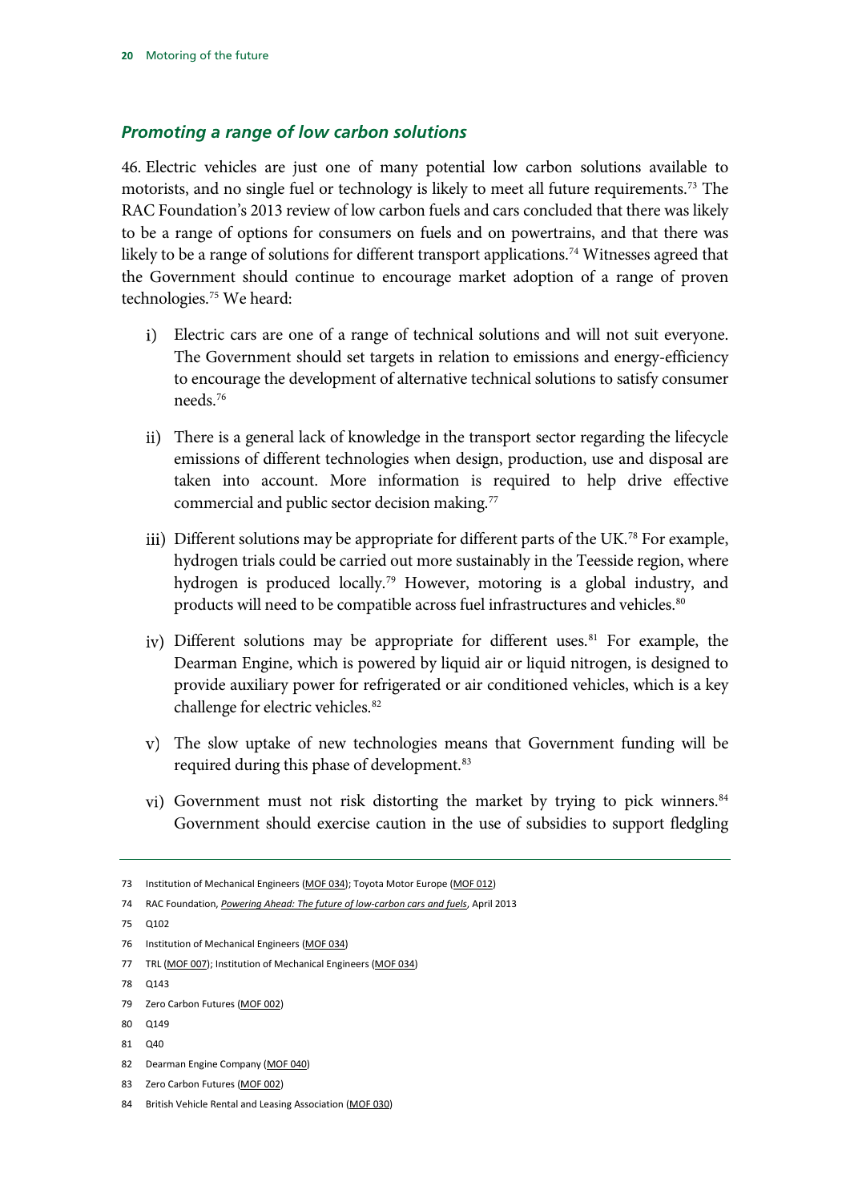### *Promoting a range of low carbon solutions*

46. Electric vehicles are just one of many potential low carbon solutions available to motorists, and no single fuel or technology is likely to meet all future requirements.[73] The RAC Foundation's 2013 review of low carbon fuels and cars concluded that there was likely to be a range of options for consumers on fuels and on powertrains, and that there was likely to be a range of solutions for different transport applications.[74] Witnesses agreed that the Government should continue to encourage market adoption of a range of proven technologies.[75] We heard:

i) Electric cars are one of a range of technical solutions and will not suit everyone. The Government should set targets in relation to emissions and energy-efficiency to encourage the development of alternative technical solutions to satisfy consumer needs.[76]

ii) There is a general lack of knowledge in the transport sector regarding the lifecycle emissions of different technologies when design, production, use and disposal are taken into account. More information is required to help drive effective commercial and public sector decision making.[77]

iii) Different solutions may be appropriate for different parts of the UK.[78] For example, hydrogen trials could be carried out more sustainably in the Teesside region, where hydrogen is produced locally.[79] However, motoring is a global industry, and products will need to be compatible across fuel infrastructures and vehicles.[80]

iv) Different solutions may be appropriate for different uses.[81] For example, the Dearman Engine, which is powered by liquid air or liquid nitrogen, is designed to provide auxiliary power for refrigerated or air conditioned vehicles, which is a key challenge for electric vehicles.[82]

v) The slow uptake of new technologies means that Government funding will be required during this phase of development.[83]

vi) Government must not risk distorting the market by trying to pick winners.[84] Government should exercise caution in the use of subsidies to support fledgling

---

73 Institution of Mechanical Engineers (MOF 034); Toyota Motor Europe (MOF 012)

74 RAC Foundation, *Powering Ahead: The future of low-carbon cars and fuels*, April 2013

75 Q102

76 Institution of Mechanical Engineers (MOF 034)

77 TRL (MOF 007); Institution of Mechanical Engineers (MOF 034)

78 Q143

79 Zero Carbon Futures (MOF 002)

80 Q149

81 Q40

82 Dearman Engine Company (MOF 040)

83 Zero Carbon Futures (MOF 002)

84 British Vehicle Rental and Leasing Association (MOF 030)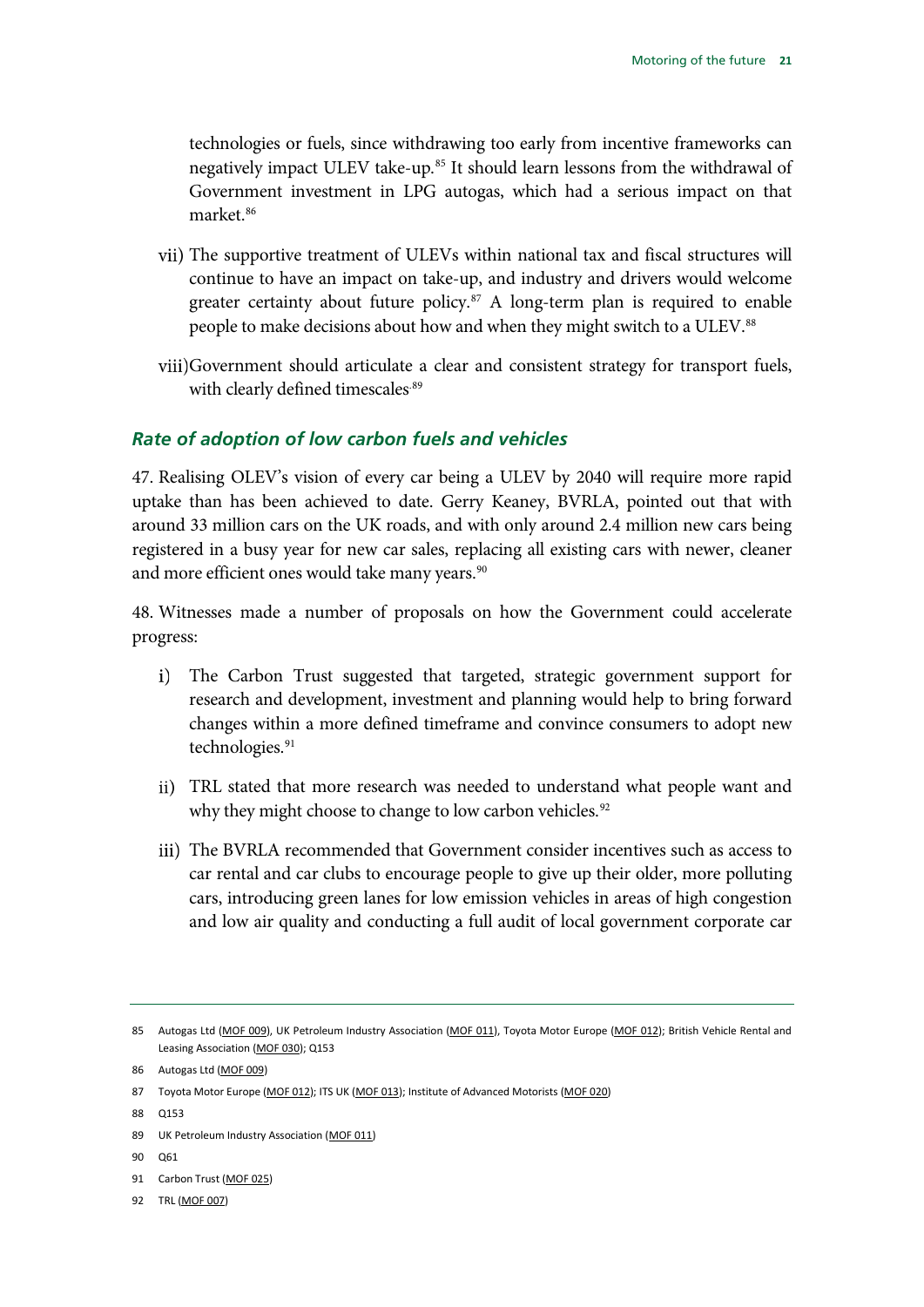technologies or fuels, since withdrawing too early from incentive frameworks can negatively impact ULEV take-up.[85] It should learn lessons from the withdrawal of Government investment in LPG autogas, which had a serious impact on that market.[86]

vii) The supportive treatment of ULEVs within national tax and fiscal structures will continue to have an impact on take-up, and industry and drivers would welcome greater certainty about future policy.[87] A long-term plan is required to enable people to make decisions about how and when they might switch to a ULEV.[88]

viii) Government should articulate a clear and consistent strategy for transport fuels, with clearly defined timescales.[89]

### *Rate of adoption of low carbon fuels and vehicles*

47. Realising OLEV's vision of every car being a ULEV by 2040 will require more rapid uptake than has been achieved to date. Gerry Keaney, BVRLA, pointed out that with around 33 million cars on the UK roads, and with only around 2.4 million new cars being registered in a busy year for new car sales, replacing all existing cars with newer, cleaner and more efficient ones would take many years.[90]

48. Witnesses made a number of proposals on how the Government could accelerate progress:

i) The Carbon Trust suggested that targeted, strategic government support for research and development, investment and planning would help to bring forward changes within a more defined timeframe and convince consumers to adopt new technologies.[91]

ii) TRL stated that more research was needed to understand what people want and why they might choose to change to low carbon vehicles.[92]

iii) The BVRLA recommended that Government consider incentives such as access to car rental and car clubs to encourage people to give up their older, more polluting cars, introducing green lanes for low emission vehicles in areas of high congestion and low air quality and conducting a full audit of local government corporate car

---

85 Autogas Ltd (MOF 009), UK Petroleum Industry Association (MOF 011), Toyota Motor Europe (MOF 012); British Vehicle Rental and Leasing Association (MOF 030); Q153

86 Autogas Ltd (MOF 009)

87 Toyota Motor Europe (MOF 012); ITS UK (MOF 013); Institute of Advanced Motorists (MOF 020)

88 Q153

89 UK Petroleum Industry Association (MOF 011)

90 Q61

91 Carbon Trust (MOF 025)

92 TRL (MOF 007)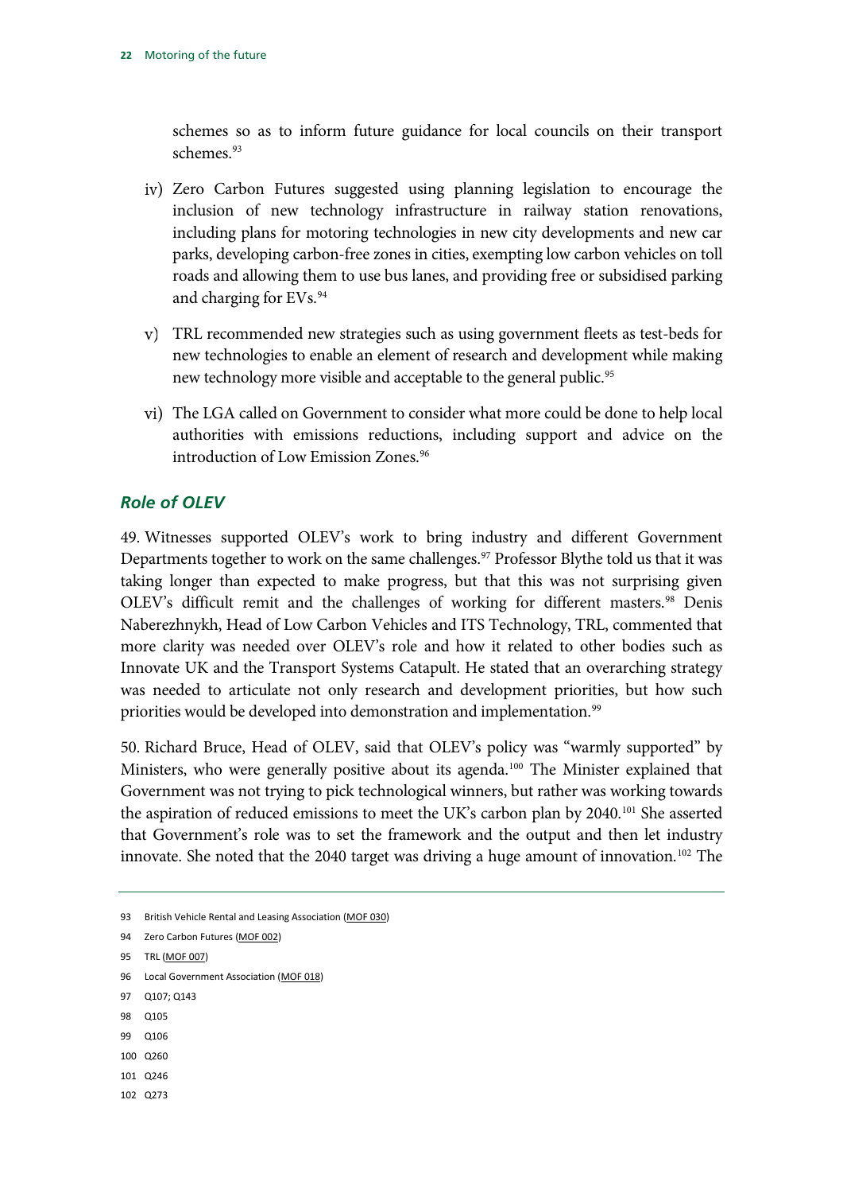schemes so as to inform future guidance for local councils on their transport schemes.[93]

iv) Zero Carbon Futures suggested using planning legislation to encourage the inclusion of new technology infrastructure in railway station renovations, including plans for motoring technologies in new city developments and new car parks, developing carbon-free zones in cities, exempting low carbon vehicles on toll roads and allowing them to use bus lanes, and providing free or subsidised parking and charging for EVs.[94]

v) TRL recommended new strategies such as using government fleets as test-beds for new technologies to enable an element of research and development while making new technology more visible and acceptable to the general public.[95]

vi) The LGA called on Government to consider what more could be done to help local authorities with emissions reductions, including support and advice on the introduction of Low Emission Zones.[96]

### *Role of OLEV*

49. Witnesses supported OLEV's work to bring industry and different Government Departments together to work on the same challenges.[97] Professor Blythe told us that it was taking longer than expected to make progress, but that this was not surprising given OLEV's difficult remit and the challenges of working for different masters.[98] Denis Naberezhnykh, Head of Low Carbon Vehicles and ITS Technology, TRL, commented that more clarity was needed over OLEV's role and how it related to other bodies such as Innovate UK and the Transport Systems Catapult. He stated that an overarching strategy was needed to articulate not only research and development priorities, but how such priorities would be developed into demonstration and implementation.[99]

50. Richard Bruce, Head of OLEV, said that OLEV's policy was "warmly supported" by Ministers, who were generally positive about its agenda.[100] The Minister explained that Government was not trying to pick technological winners, but rather was working towards the aspiration of reduced emissions to meet the UK's carbon plan by 2040.[101] She asserted that Government's role was to set the framework and the output and then let industry innovate. She noted that the 2040 target was driving a huge amount of innovation.[102] The

---

93 British Vehicle Rental and Leasing Association (MOF 030)

94 Zero Carbon Futures (MOF 002)

95 TRL (MOF 007)

96 Local Government Association (MOF 018)

97 Q107; Q143

98 Q105

99 Q106

100 Q260

101 Q246

102 Q273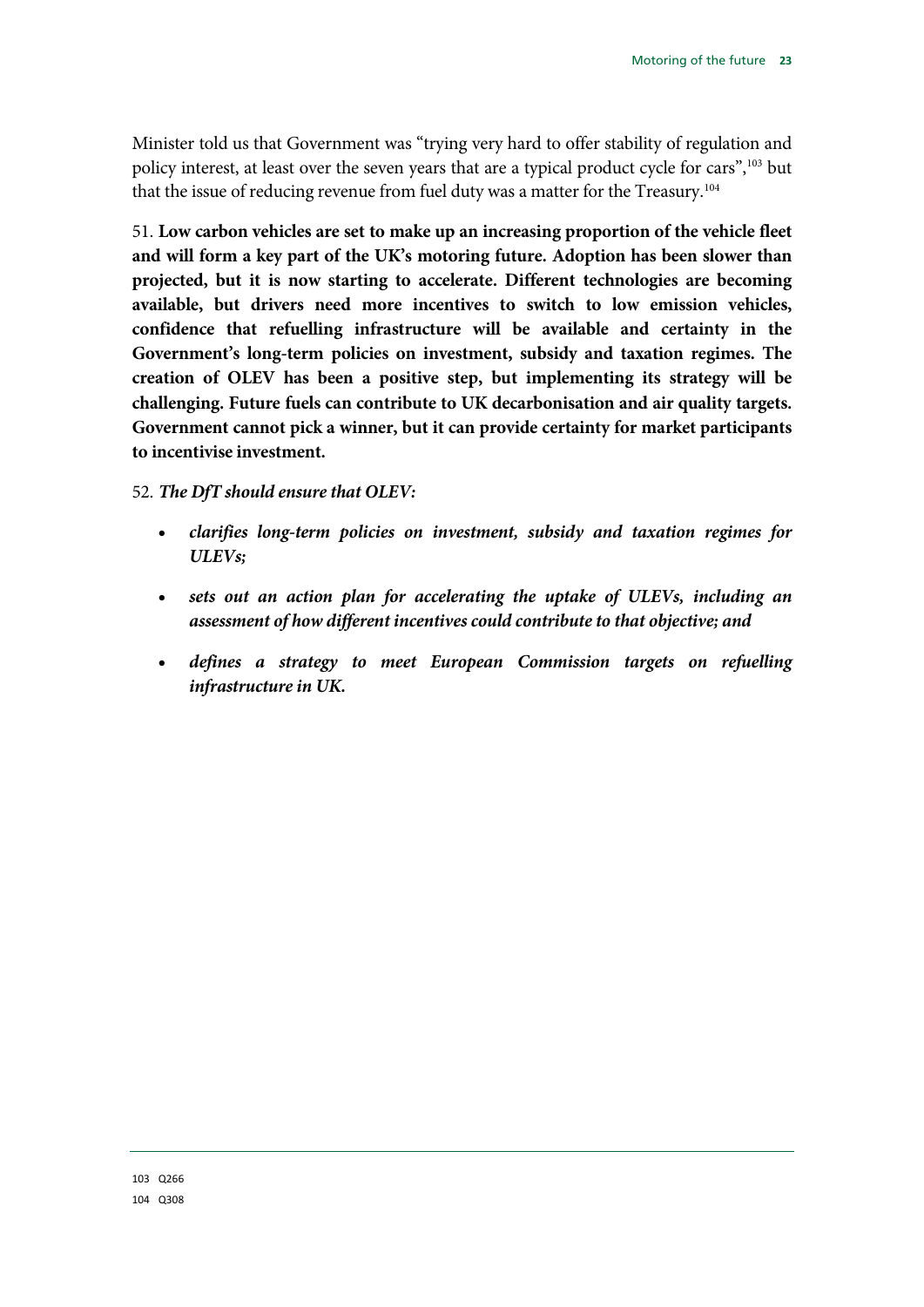Minister told us that Government was "trying very hard to offer stability of regulation and policy interest, at least over the seven years that are a typical product cycle for cars",[103] but that the issue of reducing revenue from fuel duty was a matter for the Treasury.[104]

51. **Low carbon vehicles are set to make up an increasing proportion of the vehicle fleet and will form a key part of the UK's motoring future. Adoption has been slower than projected, but it is now starting to accelerate. Different technologies are becoming available, but drivers need more incentives to switch to low emission vehicles, confidence that refuelling infrastructure will be available and certainty in the Government's long-term policies on investment, subsidy and taxation regimes. The creation of OLEV has been a positive step, but implementing its strategy will be challenging. Future fuels can contribute to UK decarbonisation and air quality targets. Government cannot pick a winner, but it can provide certainty for market participants to incentivise investment.**

52. ***The DfT should ensure that OLEV:***

- ***clarifies long-term policies on investment, subsidy and taxation regimes for ULEVs;***
- ***sets out an action plan for accelerating the uptake of ULEVs, including an assessment of how different incentives could contribute to that objective; and***
- ***defines a strategy to meet European Commission targets on refuelling infrastructure in UK.***

---

103 Q266

104 Q308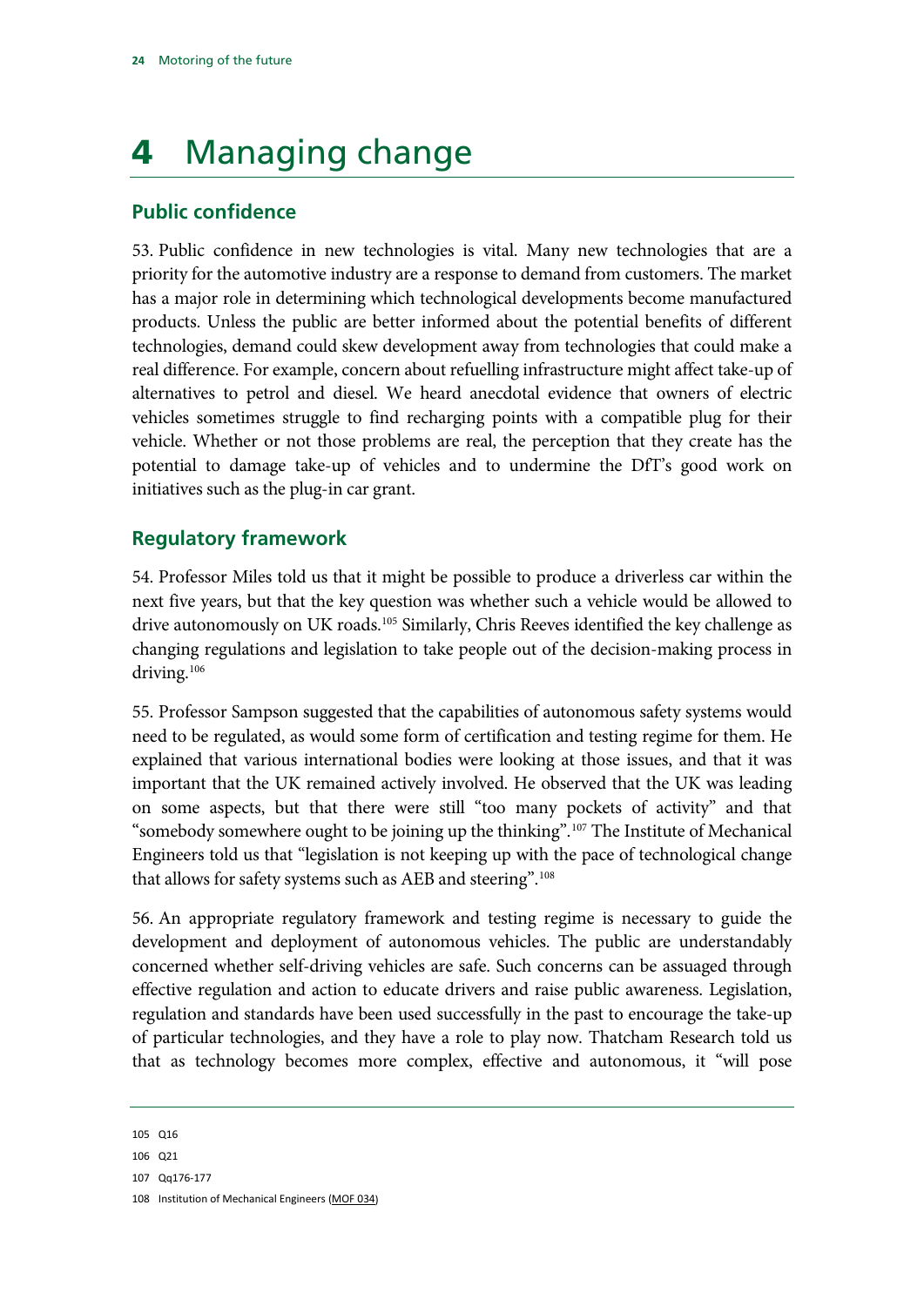# 4 Managing change

## Public confidence

53. Public confidence in new technologies is vital. Many new technologies that are a priority for the automotive industry are a response to demand from customers. The market has a major role in determining which technological developments become manufactured products. Unless the public are better informed about the potential benefits of different technologies, demand could skew development away from technologies that could make a real difference. For example, concern about refuelling infrastructure might affect take-up of alternatives to petrol and diesel. We heard anecdotal evidence that owners of electric vehicles sometimes struggle to find recharging points with a compatible plug for their vehicle. Whether or not those problems are real, the perception that they create has the potential to damage take-up of vehicles and to undermine the DfT's good work on initiatives such as the plug-in car grant.

## Regulatory framework

54. Professor Miles told us that it might be possible to produce a driverless car within the next five years, but that the key question was whether such a vehicle would be allowed to drive autonomously on UK roads.[105] Similarly, Chris Reeves identified the key challenge as changing regulations and legislation to take people out of the decision-making process in driving.[106]

55. Professor Sampson suggested that the capabilities of autonomous safety systems would need to be regulated, as would some form of certification and testing regime for them. He explained that various international bodies were looking at those issues, and that it was important that the UK remained actively involved. He observed that the UK was leading on some aspects, but that there were still "too many pockets of activity" and that "somebody somewhere ought to be joining up the thinking".[107] The Institute of Mechanical Engineers told us that "legislation is not keeping up with the pace of technological change that allows for safety systems such as AEB and steering".[108]

56. An appropriate regulatory framework and testing regime is necessary to guide the development and deployment of autonomous vehicles. The public are understandably concerned whether self-driving vehicles are safe. Such concerns can be assuaged through effective regulation and action to educate drivers and raise public awareness. Legislation, regulation and standards have been used successfully in the past to encourage the take-up of particular technologies, and they have a role to play now. Thatcham Research told us that as technology becomes more complex, effective and autonomous, it "will pose

---

105 Q16

106 Q21

107 Qq176-177

108 Institution of Mechanical Engineers (MOF 034)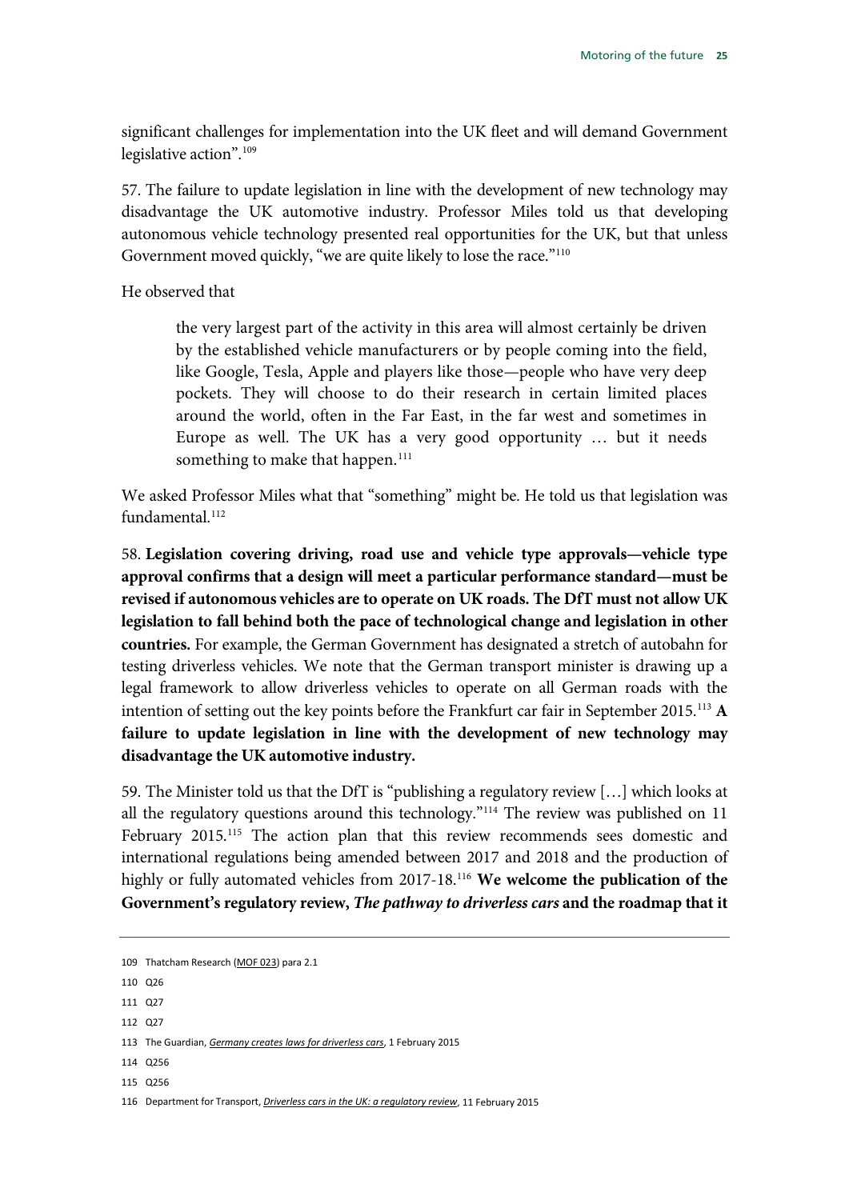significant challenges for implementation into the UK fleet and will demand Government legislative action".[109]

57. The failure to update legislation in line with the development of new technology may disadvantage the UK automotive industry. Professor Miles told us that developing autonomous vehicle technology presented real opportunities for the UK, but that unless Government moved quickly, "we are quite likely to lose the race."[110]

He observed that

> the very largest part of the activity in this area will almost certainly be driven by the established vehicle manufacturers or by people coming into the field, like Google, Tesla, Apple and players like those—people who have very deep pockets. They will choose to do their research in certain limited places around the world, often in the Far East, in the far west and sometimes in Europe as well. The UK has a very good opportunity … but it needs something to make that happen.[111]

We asked Professor Miles what that "something" might be. He told us that legislation was fundamental.[112]

58. **Legislation covering driving, road use and vehicle type approvals—vehicle type approval confirms that a design will meet a particular performance standard—must be revised if autonomous vehicles are to operate on UK roads. The DfT must not allow UK legislation to fall behind both the pace of technological change and legislation in other countries.** For example, the German Government has designated a stretch of autobahn for testing driverless vehicles. We note that the German transport minister is drawing up a legal framework to allow driverless vehicles to operate on all German roads with the intention of setting out the key points before the Frankfurt car fair in September 2015.[113] **A failure to update legislation in line with the development of new technology may disadvantage the UK automotive industry.**

59. The Minister told us that the DfT is "publishing a regulatory review […] which looks at all the regulatory questions around this technology."[114] The review was published on 11 February 2015.[115] The action plan that this review recommends sees domestic and international regulations being amended between 2017 and 2018 and the production of highly or fully automated vehicles from 2017-18.[116] **We welcome the publication of the Government's regulatory review, *The pathway to driverless cars* and the roadmap that it**

---

109 Thatcham Research (MOF 023) para 2.1

110 Q26

111 Q27

112 Q27

113 The Guardian, *Germany creates laws for driverless cars*, 1 February 2015

114 Q256

115 Q256

116 Department for Transport, *Driverless cars in the UK: a regulatory review*, 11 February 2015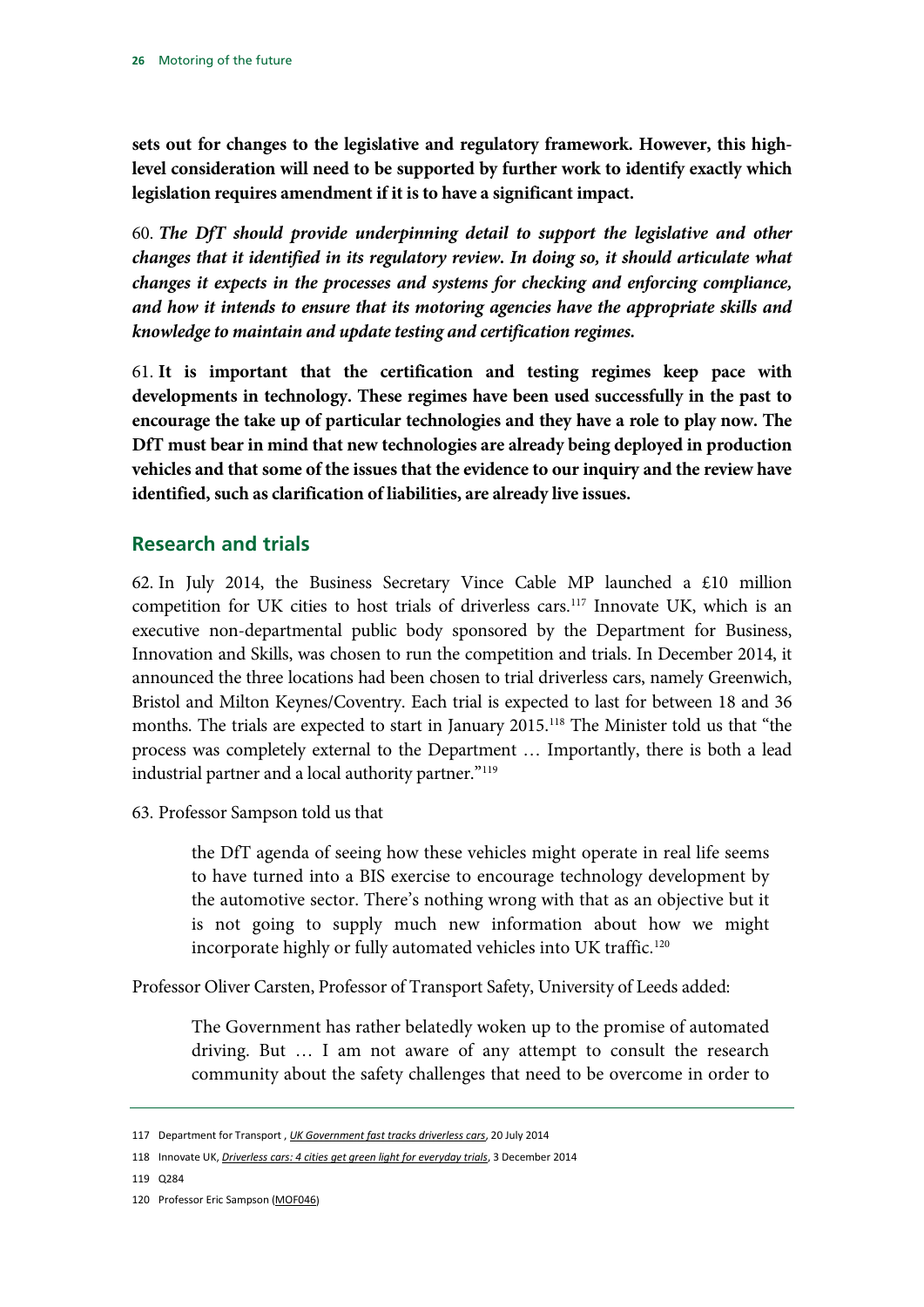**sets out for changes to the legislative and regulatory framework. However, this high-level consideration will need to be supported by further work to identify exactly which legislation requires amendment if it is to have a significant impact.**

60. ***The DfT should provide underpinning detail to support the legislative and other changes that it identified in its regulatory review. In doing so, it should articulate what changes it expects in the processes and systems for checking and enforcing compliance, and how it intends to ensure that its motoring agencies have the appropriate skills and knowledge to maintain and update testing and certification regimes.***

61. **It is important that the certification and testing regimes keep pace with developments in technology. These regimes have been used successfully in the past to encourage the take up of particular technologies and they have a role to play now. The DfT must bear in mind that new technologies are already being deployed in production vehicles and that some of the issues that the evidence to our inquiry and the review have identified, such as clarification of liabilities, are already live issues.**

## Research and trials

62. In July 2014, the Business Secretary Vince Cable MP launched a £10 million competition for UK cities to host trials of driverless cars.[117] Innovate UK, which is an executive non-departmental public body sponsored by the Department for Business, Innovation and Skills, was chosen to run the competition and trials. In December 2014, it announced the three locations had been chosen to trial driverless cars, namely Greenwich, Bristol and Milton Keynes/Coventry. Each trial is expected to last for between 18 and 36 months. The trials are expected to start in January 2015.[118] The Minister told us that "the process was completely external to the Department … Importantly, there is both a lead industrial partner and a local authority partner."[119]

63. Professor Sampson told us that

> the DfT agenda of seeing how these vehicles might operate in real life seems to have turned into a BIS exercise to encourage technology development by the automotive sector. There's nothing wrong with that as an objective but it is not going to supply much new information about how we might incorporate highly or fully automated vehicles into UK traffic.[120]

Professor Oliver Carsten, Professor of Transport Safety, University of Leeds added:

> The Government has rather belatedly woken up to the promise of automated driving. But … I am not aware of any attempt to consult the research community about the safety challenges that need to be overcome in order to

117 Department for Transport , *UK Government fast tracks driverless cars*, 20 July 2014

118 Innovate UK, *Driverless cars: 4 cities get green light for everyday trials*, 3 December 2014

119 Q284

120 Professor Eric Sampson (MOF046)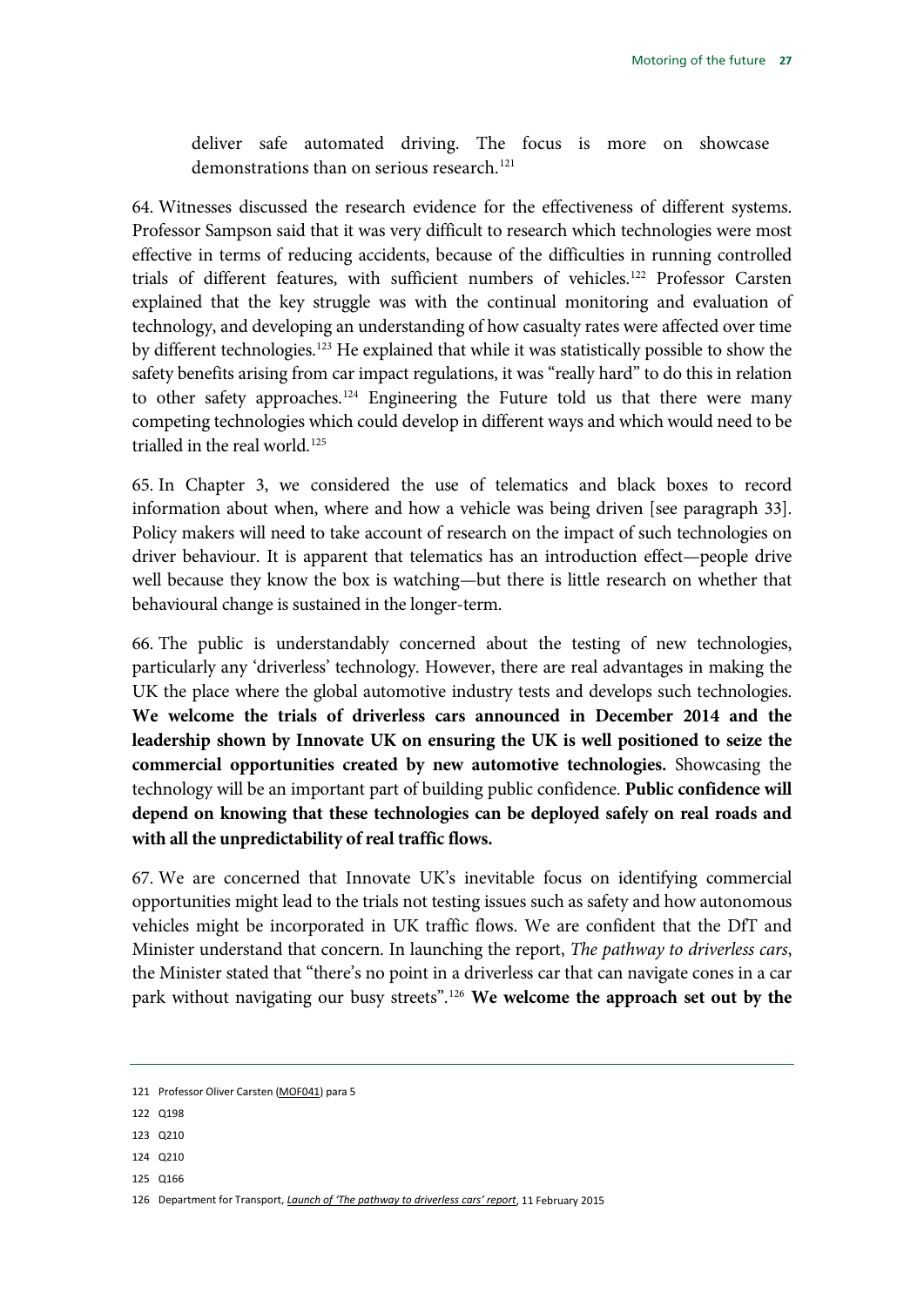deliver safe automated driving. The focus is more on showcase demonstrations than on serious research.[121]

64. Witnesses discussed the research evidence for the effectiveness of different systems. Professor Sampson said that it was very difficult to research which technologies were most effective in terms of reducing accidents, because of the difficulties in running controlled trials of different features, with sufficient numbers of vehicles.[122] Professor Carsten explained that the key struggle was with the continual monitoring and evaluation of technology, and developing an understanding of how casualty rates were affected over time by different technologies.[123] He explained that while it was statistically possible to show the safety benefits arising from car impact regulations, it was "really hard" to do this in relation to other safety approaches.[124] Engineering the Future told us that there were many competing technologies which could develop in different ways and which would need to be trialled in the real world.[125]

65. In Chapter 3, we considered the use of telematics and black boxes to record information about when, where and how a vehicle was being driven [see paragraph 33]. Policy makers will need to take account of research on the impact of such technologies on driver behaviour. It is apparent that telematics has an introduction effect—people drive well because they know the box is watching—but there is little research on whether that behavioural change is sustained in the longer-term.

66. The public is understandably concerned about the testing of new technologies, particularly any 'driverless' technology. However, there are real advantages in making the UK the place where the global automotive industry tests and develops such technologies. **We welcome the trials of driverless cars announced in December 2014 and the leadership shown by Innovate UK on ensuring the UK is well positioned to seize the commercial opportunities created by new automotive technologies.** Showcasing the technology will be an important part of building public confidence. **Public confidence will depend on knowing that these technologies can be deployed safely on real roads and with all the unpredictability of real traffic flows.**

67. We are concerned that Innovate UK's inevitable focus on identifying commercial opportunities might lead to the trials not testing issues such as safety and how autonomous vehicles might be incorporated in UK traffic flows. We are confident that the DfT and Minister understand that concern. In launching the report, *The pathway to driverless cars*, the Minister stated that "there's no point in a driverless car that can navigate cones in a car park without navigating our busy streets".[126] **We welcome the approach set out by the**

---

121 Professor Oliver Carsten (MOF041) para 5

122 Q198

123 Q210

124 Q210

125 Q166

126 Department for Transport, *Launch of 'The pathway to driverless cars' report*, 11 February 2015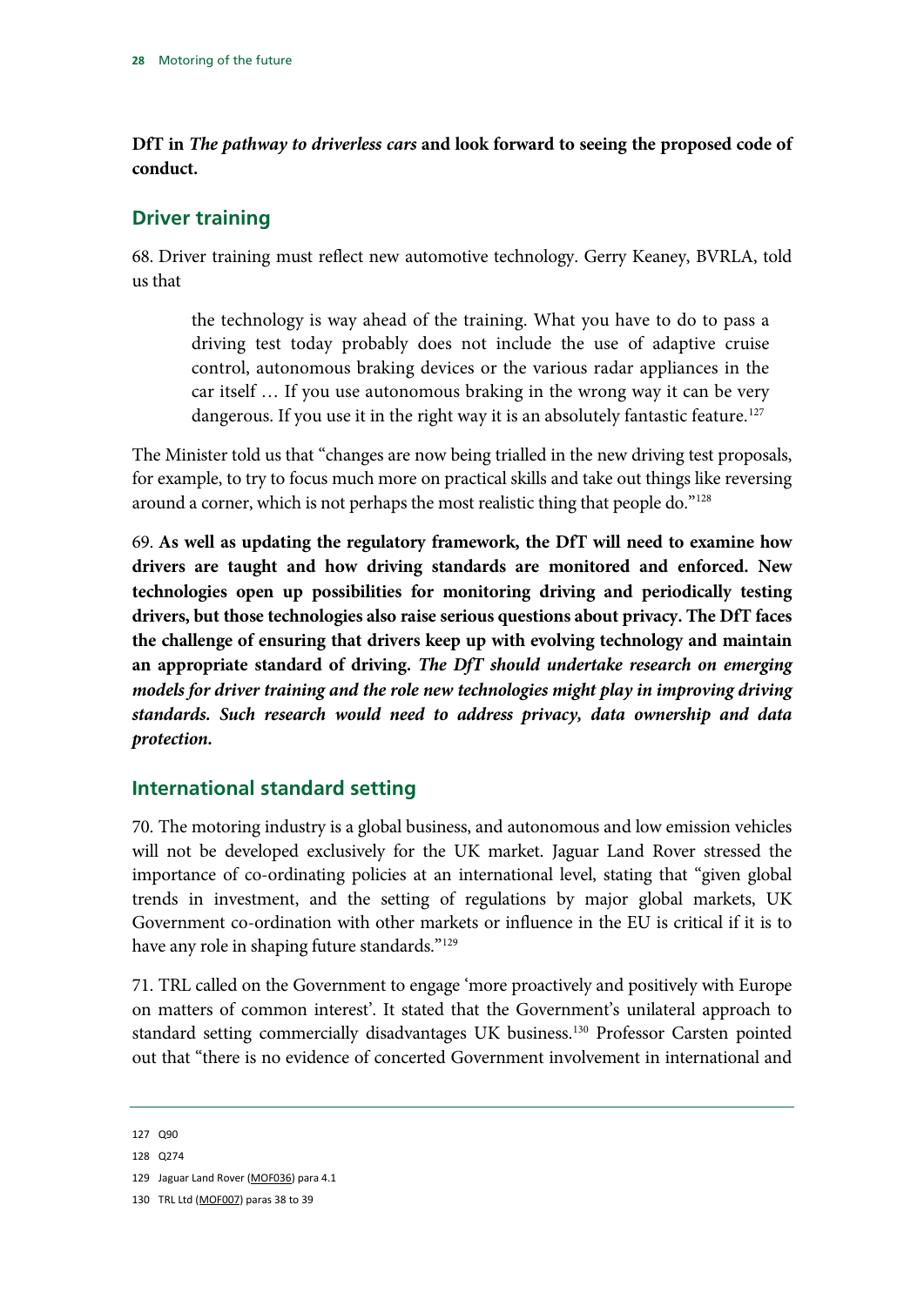**DfT in *The pathway to driverless cars* and look forward to seeing the proposed code of conduct.**

## Driver training

68. Driver training must reflect new automotive technology. Gerry Keaney, BVRLA, told us that

> the technology is way ahead of the training. What you have to do to pass a driving test today probably does not include the use of adaptive cruise control, autonomous braking devices or the various radar appliances in the car itself … If you use autonomous braking in the wrong way it can be very dangerous. If you use it in the right way it is an absolutely fantastic feature.[127]

The Minister told us that "changes are now being trialled in the new driving test proposals, for example, to try to focus much more on practical skills and take out things like reversing around a corner, which is not perhaps the most realistic thing that people do."[128]

69. **As well as updating the regulatory framework, the DfT will need to examine how drivers are taught and how driving standards are monitored and enforced. New technologies open up possibilities for monitoring driving and periodically testing drivers, but those technologies also raise serious questions about privacy. The DfT faces the challenge of ensuring that drivers keep up with evolving technology and maintain an appropriate standard of driving.** ***The DfT should undertake research on emerging models for driver training and the role new technologies might play in improving driving standards. Such research would need to address privacy, data ownership and data protection.***

## International standard setting

70. The motoring industry is a global business, and autonomous and low emission vehicles will not be developed exclusively for the UK market. Jaguar Land Rover stressed the importance of co-ordinating policies at an international level, stating that "given global trends in investment, and the setting of regulations by major global markets, UK Government co-ordination with other markets or influence in the EU is critical if it is to have any role in shaping future standards."[129]

71. TRL called on the Government to engage 'more proactively and positively with Europe on matters of common interest'. It stated that the Government's unilateral approach to standard setting commercially disadvantages UK business.[130] Professor Carsten pointed out that "there is no evidence of concerted Government involvement in international and

127 Q90

128 Q274

129 Jaguar Land Rover (MOF036) para 4.1

130 TRL Ltd (MOF007) paras 38 to 39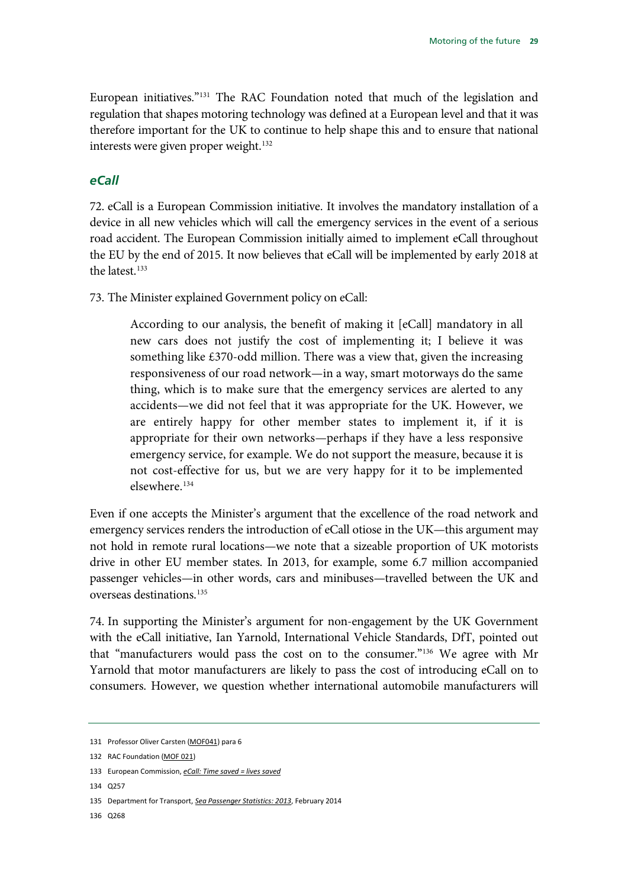European initiatives."[131] The RAC Foundation noted that much of the legislation and regulation that shapes motoring technology was defined at a European level and that it was therefore important for the UK to continue to help shape this and to ensure that national interests were given proper weight.[132]

### *eCall*

72. eCall is a European Commission initiative. It involves the mandatory installation of a device in all new vehicles which will call the emergency services in the event of a serious road accident. The European Commission initially aimed to implement eCall throughout the EU by the end of 2015. It now believes that eCall will be implemented by early 2018 at the latest.[133]

73. The Minister explained Government policy on eCall:

> According to our analysis, the benefit of making it [eCall] mandatory in all new cars does not justify the cost of implementing it; I believe it was something like £370-odd million. There was a view that, given the increasing responsiveness of our road network—in a way, smart motorways do the same thing, which is to make sure that the emergency services are alerted to any accidents—we did not feel that it was appropriate for the UK. However, we are entirely happy for other member states to implement it, if it is appropriate for their own networks—perhaps if they have a less responsive emergency service, for example. We do not support the measure, because it is not cost-effective for us, but we are very happy for it to be implemented elsewhere.[134]

Even if one accepts the Minister's argument that the excellence of the road network and emergency services renders the introduction of eCall otiose in the UK—this argument may not hold in remote rural locations—we note that a sizeable proportion of UK motorists drive in other EU member states. In 2013, for example, some 6.7 million accompanied passenger vehicles—in other words, cars and minibuses—travelled between the UK and overseas destinations.[135]

74. In supporting the Minister's argument for non-engagement by the UK Government with the eCall initiative, Ian Yarnold, International Vehicle Standards, DfT, pointed out that "manufacturers would pass the cost on to the consumer."[136] We agree with Mr Yarnold that motor manufacturers are likely to pass the cost of introducing eCall on to consumers. However, we question whether international automobile manufacturers will

---

131 Professor Oliver Carsten (MOF041) para 6

132 RAC Foundation (MOF 021)

133 European Commission, *eCall: Time saved = lives saved*

134 Q257

135 Department for Transport, *Sea Passenger Statistics: 2013*, February 2014

136 Q268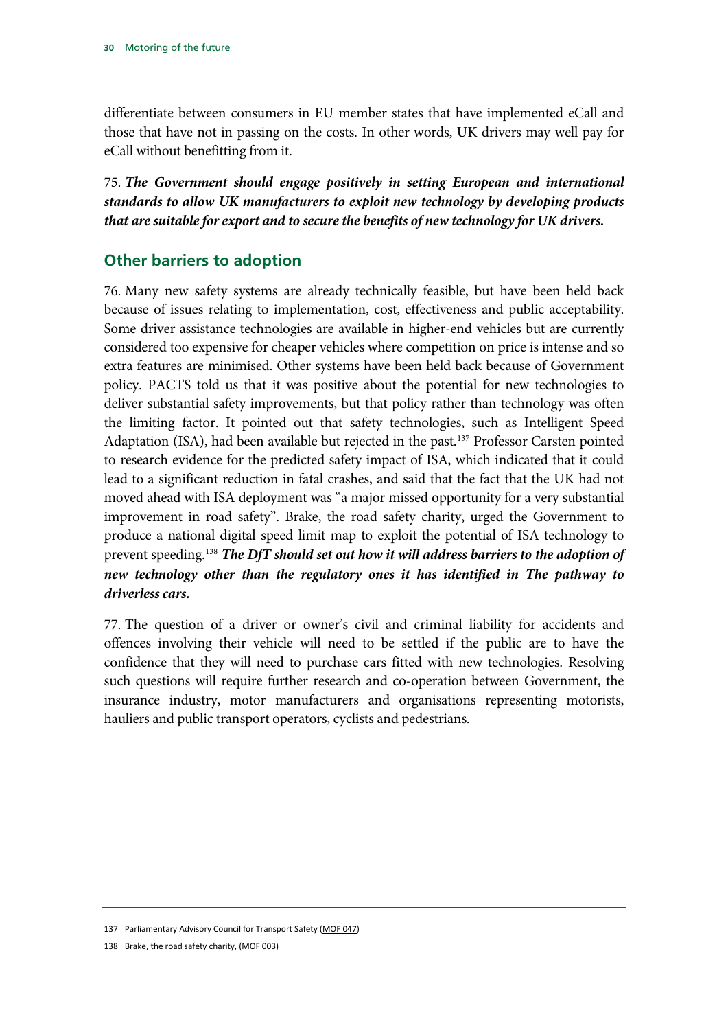differentiate between consumers in EU member states that have implemented eCall and those that have not in passing on the costs. In other words, UK drivers may well pay for eCall without benefitting from it.

75. ***The Government should engage positively in setting European and international standards to allow UK manufacturers to exploit new technology by developing products that are suitable for export and to secure the benefits of new technology for UK drivers.***

## Other barriers to adoption

76. Many new safety systems are already technically feasible, but have been held back because of issues relating to implementation, cost, effectiveness and public acceptability. Some driver assistance technologies are available in higher-end vehicles but are currently considered too expensive for cheaper vehicles where competition on price is intense and so extra features are minimised. Other systems have been held back because of Government policy. PACTS told us that it was positive about the potential for new technologies to deliver substantial safety improvements, but that policy rather than technology was often the limiting factor. It pointed out that safety technologies, such as Intelligent Speed Adaptation (ISA), had been available but rejected in the past.[137] Professor Carsten pointed to research evidence for the predicted safety impact of ISA, which indicated that it could lead to a significant reduction in fatal crashes, and said that the fact that the UK had not moved ahead with ISA deployment was "a major missed opportunity for a very substantial improvement in road safety". Brake, the road safety charity, urged the Government to produce a national digital speed limit map to exploit the potential of ISA technology to prevent speeding.[138] ***The DfT should set out how it will address barriers to the adoption of new technology other than the regulatory ones it has identified in The pathway to driverless cars.***

77. The question of a driver or owner's civil and criminal liability for accidents and offences involving their vehicle will need to be settled if the public are to have the confidence that they will need to purchase cars fitted with new technologies. Resolving such questions will require further research and co-operation between Government, the insurance industry, motor manufacturers and organisations representing motorists, hauliers and public transport operators, cyclists and pedestrians.

137 Parliamentary Advisory Council for Transport Safety (MOF 047)

138 Brake, the road safety charity, (MOF 003)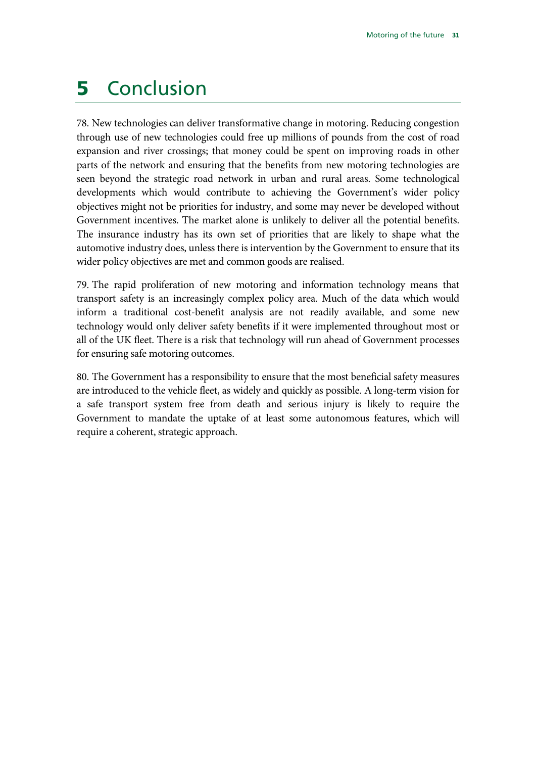# 5 Conclusion

78. New technologies can deliver transformative change in motoring. Reducing congestion through use of new technologies could free up millions of pounds from the cost of road expansion and river crossings; that money could be spent on improving roads in other parts of the network and ensuring that the benefits from new motoring technologies are seen beyond the strategic road network in urban and rural areas. Some technological developments which would contribute to achieving the Government's wider policy objectives might not be priorities for industry, and some may never be developed without Government incentives. The market alone is unlikely to deliver all the potential benefits. The insurance industry has its own set of priorities that are likely to shape what the automotive industry does, unless there is intervention by the Government to ensure that its wider policy objectives are met and common goods are realised.

79. The rapid proliferation of new motoring and information technology means that transport safety is an increasingly complex policy area. Much of the data which would inform a traditional cost-benefit analysis are not readily available, and some new technology would only deliver safety benefits if it were implemented throughout most or all of the UK fleet. There is a risk that technology will run ahead of Government processes for ensuring safe motoring outcomes.

80. The Government has a responsibility to ensure that the most beneficial safety measures are introduced to the vehicle fleet, as widely and quickly as possible. A long-term vision for a safe transport system free from death and serious injury is likely to require the Government to mandate the uptake of at least some autonomous features, which will require a coherent, strategic approach.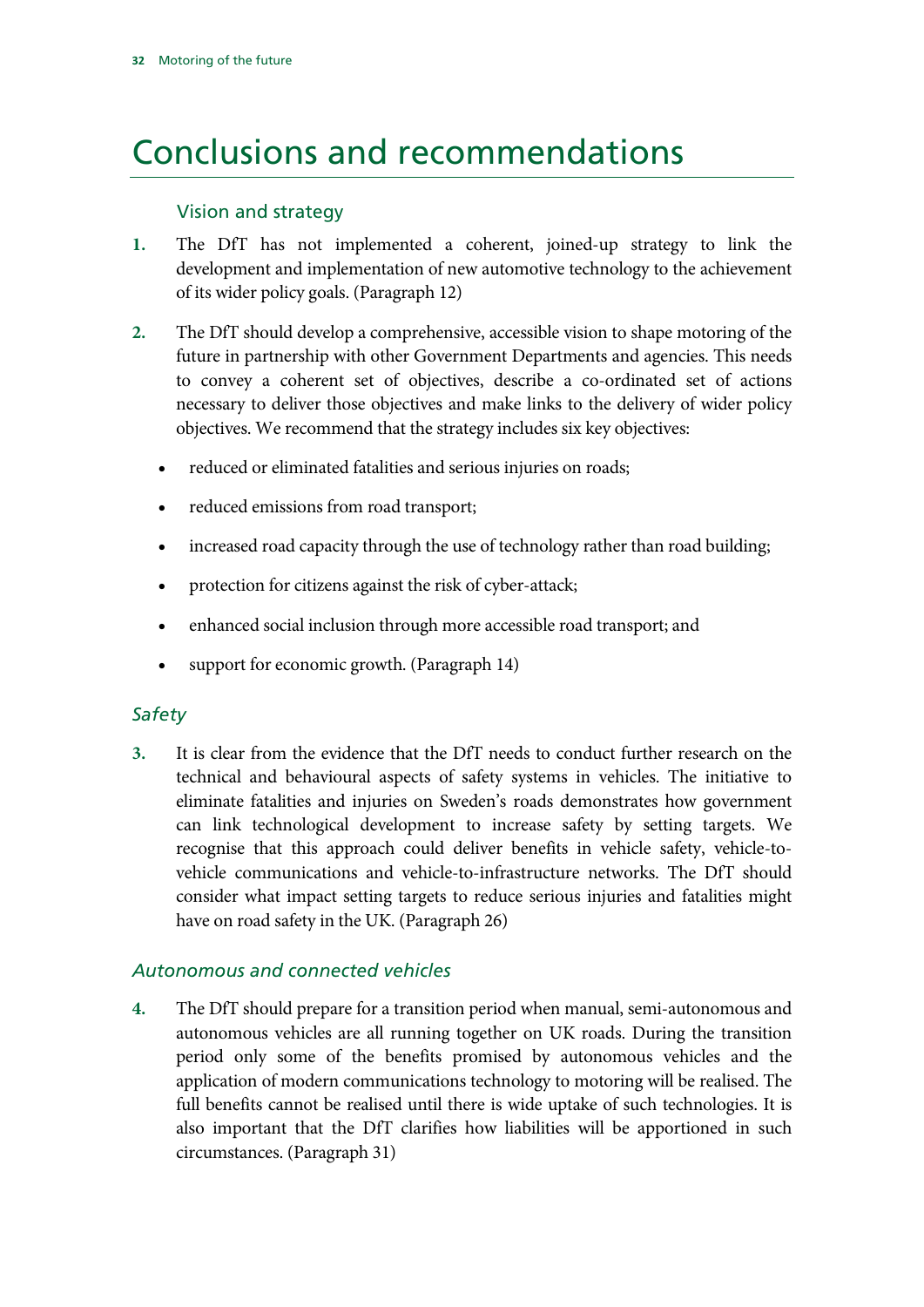# Conclusions and recommendations

## Vision and strategy

1. The DfT has not implemented a coherent, joined-up strategy to link the development and implementation of new automotive technology to the achievement of its wider policy goals. (Paragraph 12)

2. The DfT should develop a comprehensive, accessible vision to shape motoring of the future in partnership with other Government Departments and agencies. This needs to convey a coherent set of objectives, describe a co-ordinated set of actions necessary to deliver those objectives and make links to the delivery of wider policy objectives. We recommend that the strategy includes six key objectives:

   - reduced or eliminated fatalities and serious injuries on roads;
   - reduced emissions from road transport;
   - increased road capacity through the use of technology rather than road building;
   - protection for citizens against the risk of cyber-attack;
   - enhanced social inclusion through more accessible road transport; and
   - support for economic growth. (Paragraph 14)

## *Safety*

3. It is clear from the evidence that the DfT needs to conduct further research on the technical and behavioural aspects of safety systems in vehicles. The initiative to eliminate fatalities and injuries on Sweden's roads demonstrates how government can link technological development to increase safety by setting targets. We recognise that this approach could deliver benefits in vehicle safety, vehicle-to-vehicle communications and vehicle-to-infrastructure networks. The DfT should consider what impact setting targets to reduce serious injuries and fatalities might have on road safety in the UK. (Paragraph 26)

## *Autonomous and connected vehicles*

4. The DfT should prepare for a transition period when manual, semi-autonomous and autonomous vehicles are all running together on UK roads. During the transition period only some of the benefits promised by autonomous vehicles and the application of modern communications technology to motoring will be realised. The full benefits cannot be realised until there is wide uptake of such technologies. It is also important that the DfT clarifies how liabilities will be apportioned in such circumstances. (Paragraph 31)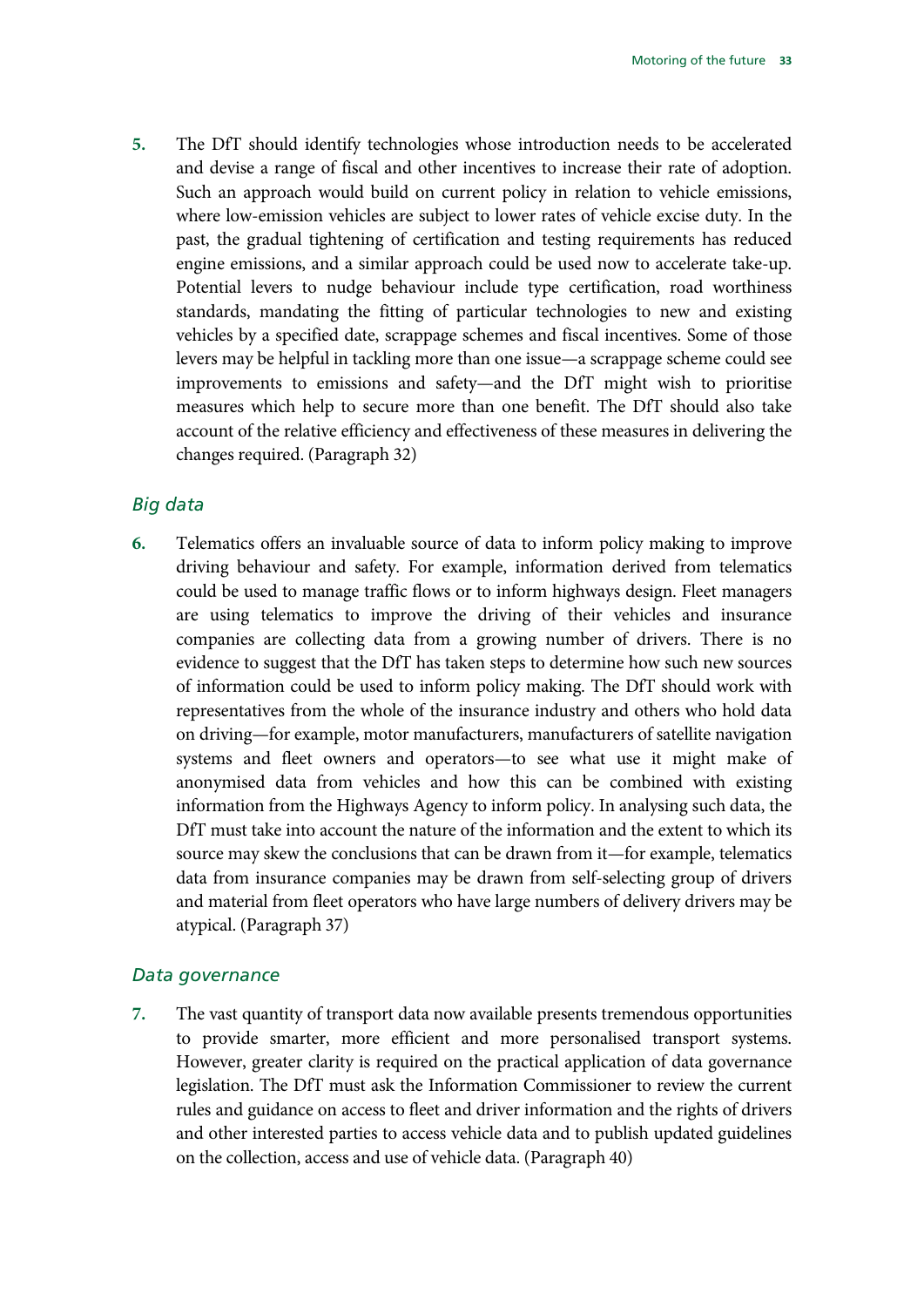5. The DfT should identify technologies whose introduction needs to be accelerated and devise a range of fiscal and other incentives to increase their rate of adoption. Such an approach would build on current policy in relation to vehicle emissions, where low-emission vehicles are subject to lower rates of vehicle excise duty. In the past, the gradual tightening of certification and testing requirements has reduced engine emissions, and a similar approach could be used now to accelerate take-up. Potential levers to nudge behaviour include type certification, road worthiness standards, mandating the fitting of particular technologies to new and existing vehicles by a specified date, scrappage schemes and fiscal incentives. Some of those levers may be helpful in tackling more than one issue—a scrappage scheme could see improvements to emissions and safety—and the DfT might wish to prioritise measures which help to secure more than one benefit. The DfT should also take account of the relative efficiency and effectiveness of these measures in delivering the changes required. (Paragraph 32)

### *Big data*

6. Telematics offers an invaluable source of data to inform policy making to improve driving behaviour and safety. For example, information derived from telematics could be used to manage traffic flows or to inform highways design. Fleet managers are using telematics to improve the driving of their vehicles and insurance companies are collecting data from a growing number of drivers. There is no evidence to suggest that the DfT has taken steps to determine how such new sources of information could be used to inform policy making. The DfT should work with representatives from the whole of the insurance industry and others who hold data on driving—for example, motor manufacturers, manufacturers of satellite navigation systems and fleet owners and operators—to see what use it might make of anonymised data from vehicles and how this can be combined with existing information from the Highways Agency to inform policy. In analysing such data, the DfT must take into account the nature of the information and the extent to which its source may skew the conclusions that can be drawn from it—for example, telematics data from insurance companies may be drawn from self-selecting group of drivers and material from fleet operators who have large numbers of delivery drivers may be atypical. (Paragraph 37)

### *Data governance*

7. The vast quantity of transport data now available presents tremendous opportunities to provide smarter, more efficient and more personalised transport systems. However, greater clarity is required on the practical application of data governance legislation. The DfT must ask the Information Commissioner to review the current rules and guidance on access to fleet and driver information and the rights of drivers and other interested parties to access vehicle data and to publish updated guidelines on the collection, access and use of vehicle data. (Paragraph 40)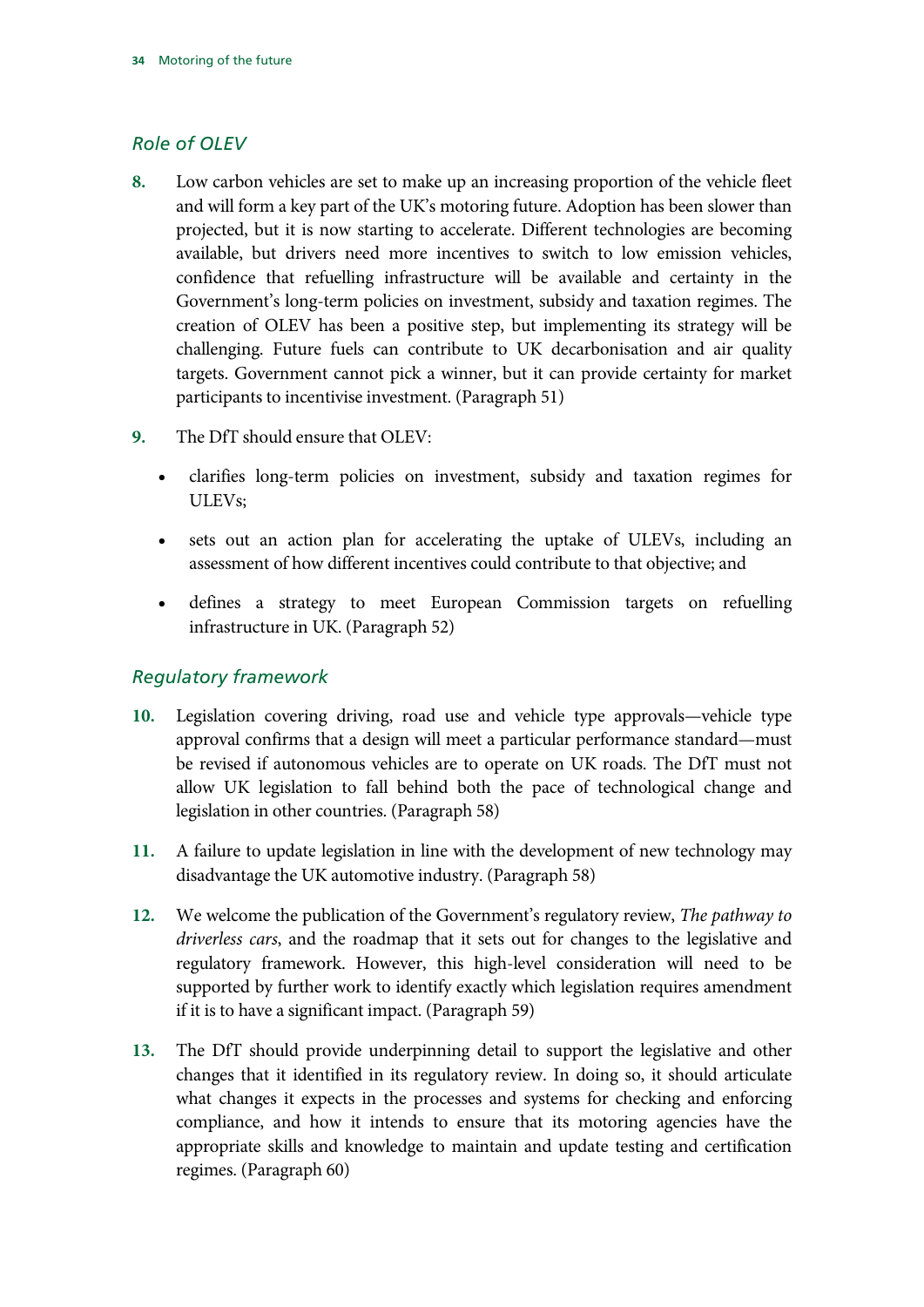### *Role of OLEV*

**8.** Low carbon vehicles are set to make up an increasing proportion of the vehicle fleet and will form a key part of the UK's motoring future. Adoption has been slower than projected, but it is now starting to accelerate. Different technologies are becoming available, but drivers need more incentives to switch to low emission vehicles, confidence that refuelling infrastructure will be available and certainty in the Government's long-term policies on investment, subsidy and taxation regimes. The creation of OLEV has been a positive step, but implementing its strategy will be challenging. Future fuels can contribute to UK decarbonisation and air quality targets. Government cannot pick a winner, but it can provide certainty for market participants to incentivise investment. (Paragraph 51)

**9.** The DfT should ensure that OLEV:

- clarifies long-term policies on investment, subsidy and taxation regimes for ULEVs;
- sets out an action plan for accelerating the uptake of ULEVs, including an assessment of how different incentives could contribute to that objective; and
- defines a strategy to meet European Commission targets on refuelling infrastructure in UK. (Paragraph 52)

### *Regulatory framework*

**10.** Legislation covering driving, road use and vehicle type approvals—vehicle type approval confirms that a design will meet a particular performance standard—must be revised if autonomous vehicles are to operate on UK roads. The DfT must not allow UK legislation to fall behind both the pace of technological change and legislation in other countries. (Paragraph 58)

**11.** A failure to update legislation in line with the development of new technology may disadvantage the UK automotive industry. (Paragraph 58)

**12.** We welcome the publication of the Government's regulatory review, *The pathway to driverless cars*, and the roadmap that it sets out for changes to the legislative and regulatory framework. However, this high-level consideration will need to be supported by further work to identify exactly which legislation requires amendment if it is to have a significant impact. (Paragraph 59)

**13.** The DfT should provide underpinning detail to support the legislative and other changes that it identified in its regulatory review. In doing so, it should articulate what changes it expects in the processes and systems for checking and enforcing compliance, and how it intends to ensure that its motoring agencies have the appropriate skills and knowledge to maintain and update testing and certification regimes. (Paragraph 60)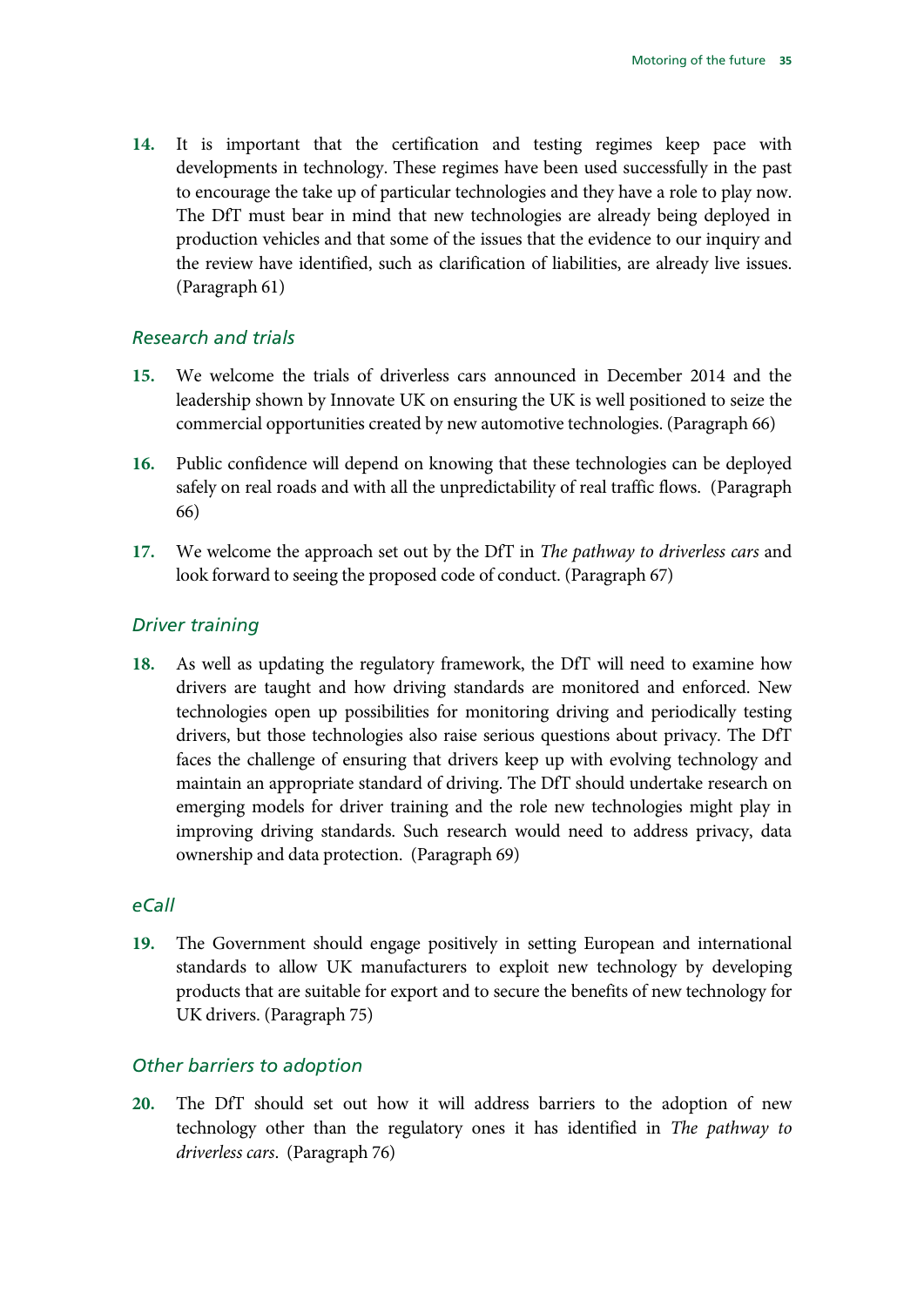14. It is important that the certification and testing regimes keep pace with developments in technology. These regimes have been used successfully in the past to encourage the take up of particular technologies and they have a role to play now. The DfT must bear in mind that new technologies are already being deployed in production vehicles and that some of the issues that the evidence to our inquiry and the review have identified, such as clarification of liabilities, are already live issues. (Paragraph 61)

### *Research and trials*

15. We welcome the trials of driverless cars announced in December 2014 and the leadership shown by Innovate UK on ensuring the UK is well positioned to seize the commercial opportunities created by new automotive technologies. (Paragraph 66)

16. Public confidence will depend on knowing that these technologies can be deployed safely on real roads and with all the unpredictability of real traffic flows. (Paragraph 66)

17. We welcome the approach set out by the DfT in *The pathway to driverless cars* and look forward to seeing the proposed code of conduct. (Paragraph 67)

### *Driver training*

18. As well as updating the regulatory framework, the DfT will need to examine how drivers are taught and how driving standards are monitored and enforced. New technologies open up possibilities for monitoring driving and periodically testing drivers, but those technologies also raise serious questions about privacy. The DfT faces the challenge of ensuring that drivers keep up with evolving technology and maintain an appropriate standard of driving. The DfT should undertake research on emerging models for driver training and the role new technologies might play in improving driving standards. Such research would need to address privacy, data ownership and data protection. (Paragraph 69)

### *eCall*

19. The Government should engage positively in setting European and international standards to allow UK manufacturers to exploit new technology by developing products that are suitable for export and to secure the benefits of new technology for UK drivers. (Paragraph 75)

### *Other barriers to adoption*

20. The DfT should set out how it will address barriers to the adoption of new technology other than the regulatory ones it has identified in *The pathway to driverless cars*. (Paragraph 76)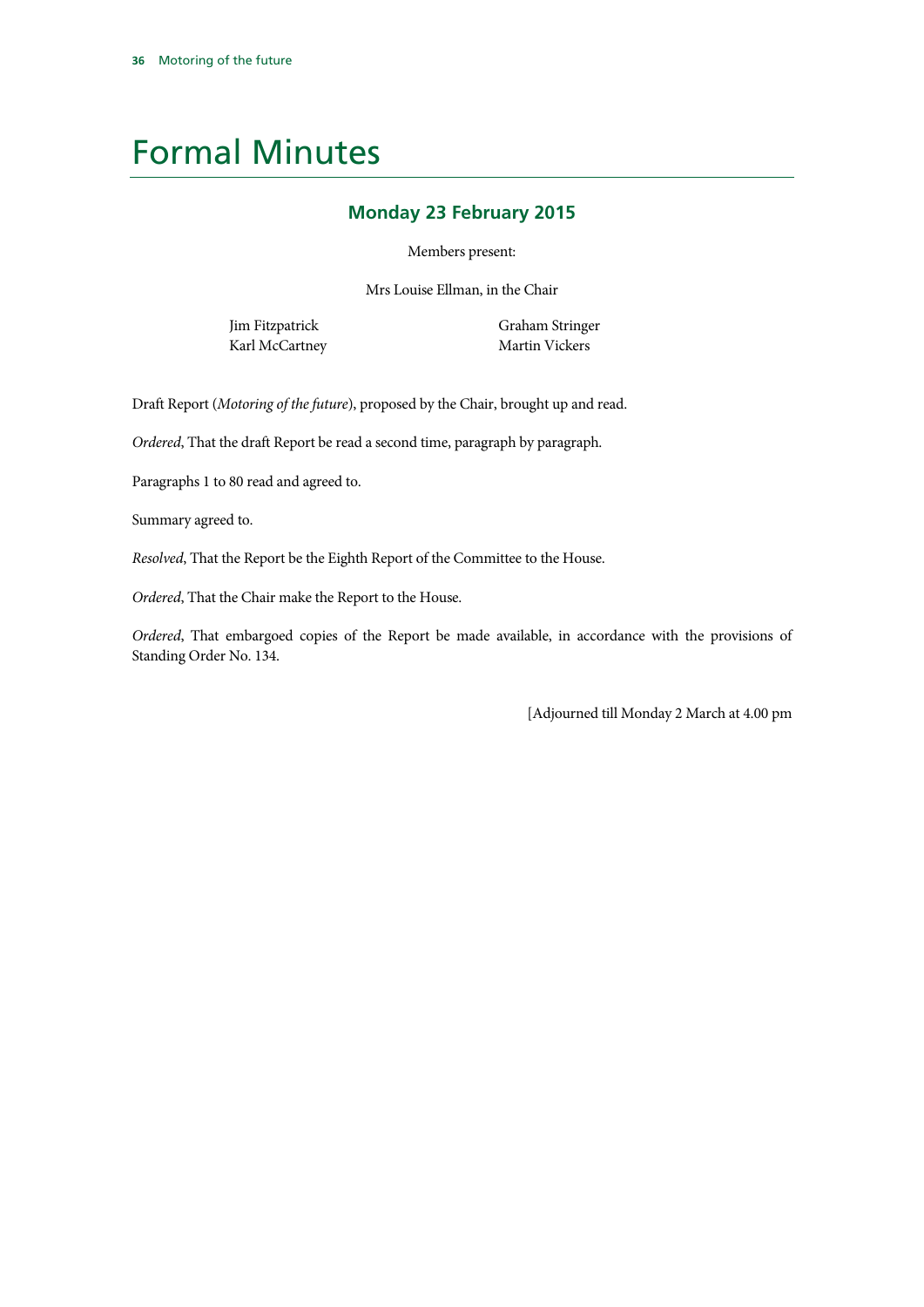# Formal Minutes

## Monday 23 February 2015

Members present:

Mrs Louise Ellman, in the Chair

Jim Fitzpatrick
Karl McCartney
Graham Stringer
Martin Vickers

Draft Report (*Motoring of the future*), proposed by the Chair, brought up and read.

*Ordered*, That the draft Report be read a second time, paragraph by paragraph.

Paragraphs 1 to 80 read and agreed to.

Summary agreed to.

*Resolved*, That the Report be the Eighth Report of the Committee to the House.

*Ordered*, That the Chair make the Report to the House.

*Ordered*, That embargoed copies of the Report be made available, in accordance with the provisions of Standing Order No. 134.

[Adjourned till Monday 2 March at 4.00 pm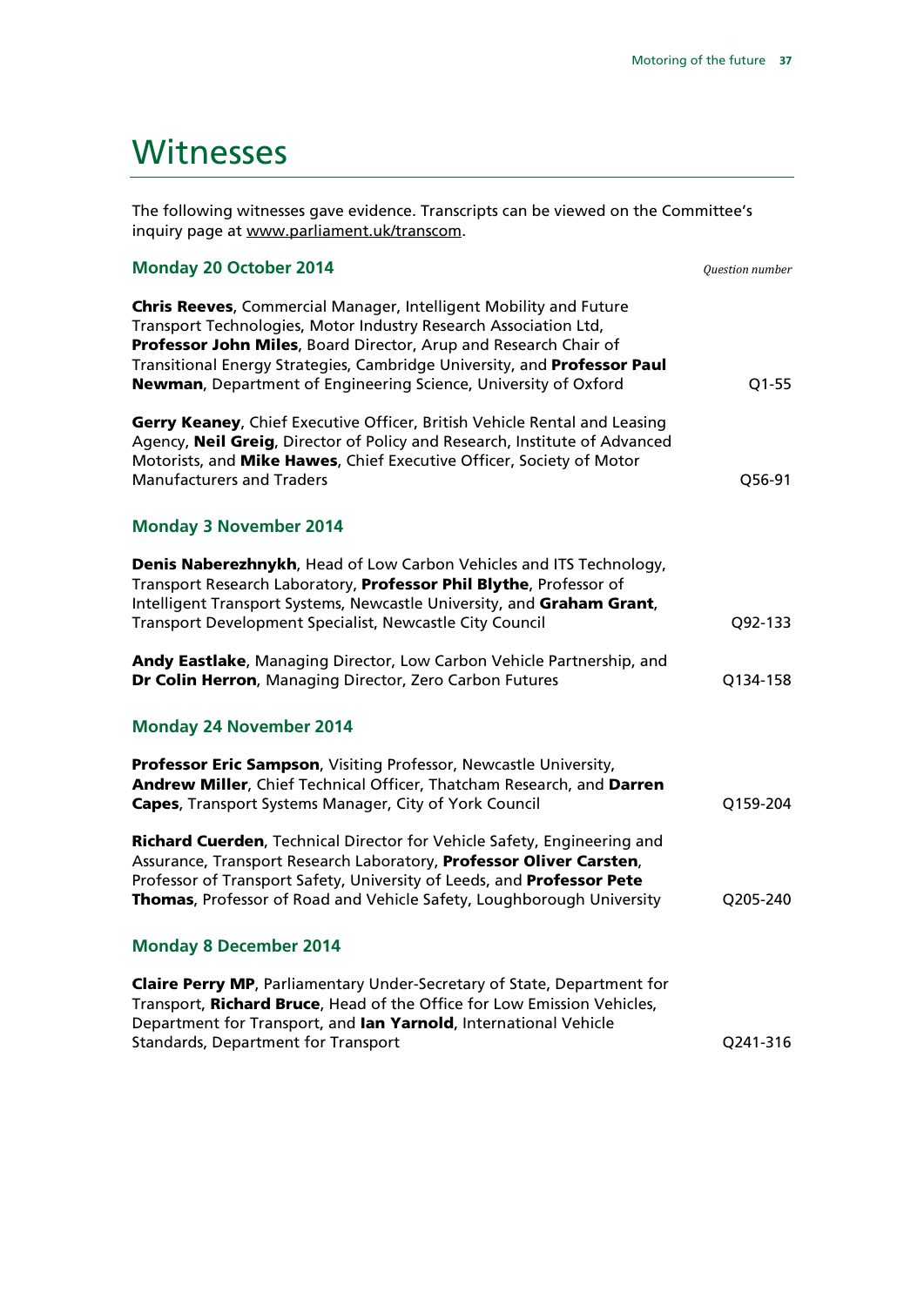# Witnesses

The following witnesses gave evidence. Transcripts can be viewed on the Committee's inquiry page at www.parliament.uk/transcom.

### Monday 20 October 2014

*Question number*

**Chris Reeves**, Commercial Manager, Intelligent Mobility and Future Transport Technologies, Motor Industry Research Association Ltd, **Professor John Miles**, Board Director, Arup and Research Chair of Transitional Energy Strategies, Cambridge University, and **Professor Paul Newman**, Department of Engineering Science, University of Oxford — Q1-55

**Gerry Keaney**, Chief Executive Officer, British Vehicle Rental and Leasing Agency, **Neil Greig**, Director of Policy and Research, Institute of Advanced Motorists, and **Mike Hawes**, Chief Executive Officer, Society of Motor Manufacturers and Traders — Q56-91

### Monday 3 November 2014

**Denis Naberezhnykh**, Head of Low Carbon Vehicles and ITS Technology, Transport Research Laboratory, **Professor Phil Blythe**, Professor of Intelligent Transport Systems, Newcastle University, and **Graham Grant**, Transport Development Specialist, Newcastle City Council — Q92-133

**Andy Eastlake**, Managing Director, Low Carbon Vehicle Partnership, and **Dr Colin Herron**, Managing Director, Zero Carbon Futures — Q134-158

### Monday 24 November 2014

**Professor Eric Sampson**, Visiting Professor, Newcastle University, **Andrew Miller**, Chief Technical Officer, Thatcham Research, and **Darren Capes**, Transport Systems Manager, City of York Council — Q159-204

**Richard Cuerden**, Technical Director for Vehicle Safety, Engineering and Assurance, Transport Research Laboratory, **Professor Oliver Carsten**, Professor of Transport Safety, University of Leeds, and **Professor Pete Thomas**, Professor of Road and Vehicle Safety, Loughborough University — Q205-240

### Monday 8 December 2014

**Claire Perry MP**, Parliamentary Under-Secretary of State, Department for Transport, **Richard Bruce**, Head of the Office for Low Emission Vehicles, Department for Transport, and **Ian Yarnold**, International Vehicle Standards, Department for Transport — Q241-316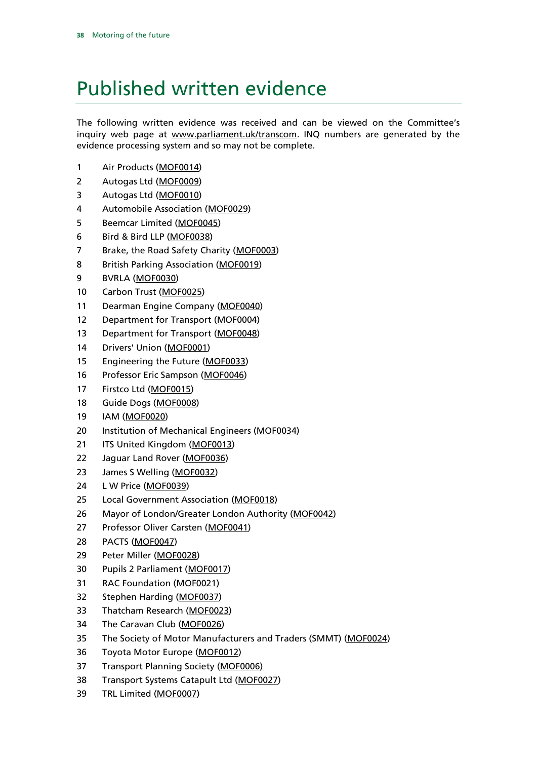# Published written evidence

The following written evidence was received and can be viewed on the Committee's inquiry web page at www.parliament.uk/transcom. INQ numbers are generated by the evidence processing system and so may not be complete.

1. Air Products (MOF0014)
2. Autogas Ltd (MOF0009)
3. Autogas Ltd (MOF0010)
4. Automobile Association (MOF0029)
5. Beemcar Limited (MOF0045)
6. Bird & Bird LLP (MOF0038)
7. Brake, the Road Safety Charity (MOF0003)
8. British Parking Association (MOF0019)
9. BVRLA (MOF0030)
10. Carbon Trust (MOF0025)
11. Dearman Engine Company (MOF0040)
12. Department for Transport (MOF0004)
13. Department for Transport (MOF0048)
14. Drivers' Union (MOF0001)
15. Engineering the Future (MOF0033)
16. Professor Eric Sampson (MOF0046)
17. Firstco Ltd (MOF0015)
18. Guide Dogs (MOF0008)
19. IAM (MOF0020)
20. Institution of Mechanical Engineers (MOF0034)
21. ITS United Kingdom (MOF0013)
22. Jaguar Land Rover (MOF0036)
23. James S Welling (MOF0032)
24. L W Price (MOF0039)
25. Local Government Association (MOF0018)
26. Mayor of London/Greater London Authority (MOF0042)
27. Professor Oliver Carsten (MOF0041)
28. PACTS (MOF0047)
29. Peter Miller (MOF0028)
30. Pupils 2 Parliament (MOF0017)
31. RAC Foundation (MOF0021)
32. Stephen Harding (MOF0037)
33. Thatcham Research (MOF0023)
34. The Caravan Club (MOF0026)
35. The Society of Motor Manufacturers and Traders (SMMT) (MOF0024)
36. Toyota Motor Europe (MOF0012)
37. Transport Planning Society (MOF0006)
38. Transport Systems Catapult Ltd (MOF0027)
39. TRL Limited (MOF0007)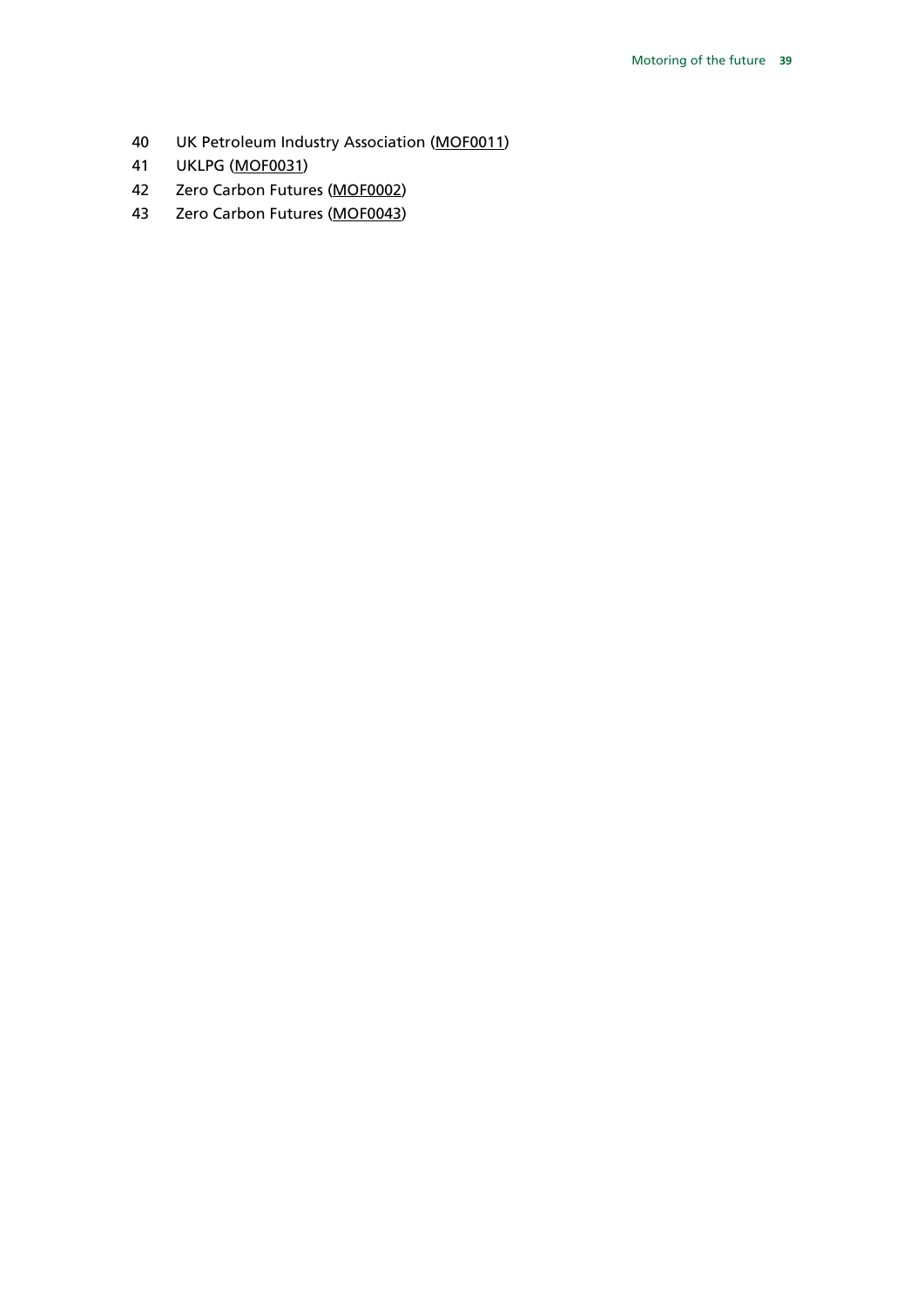40 UK Petroleum Industry Association (MOF0011)
41 UKLPG (MOF0031)
42 Zero Carbon Futures (MOF0002)
43 Zero Carbon Futures (MOF0043)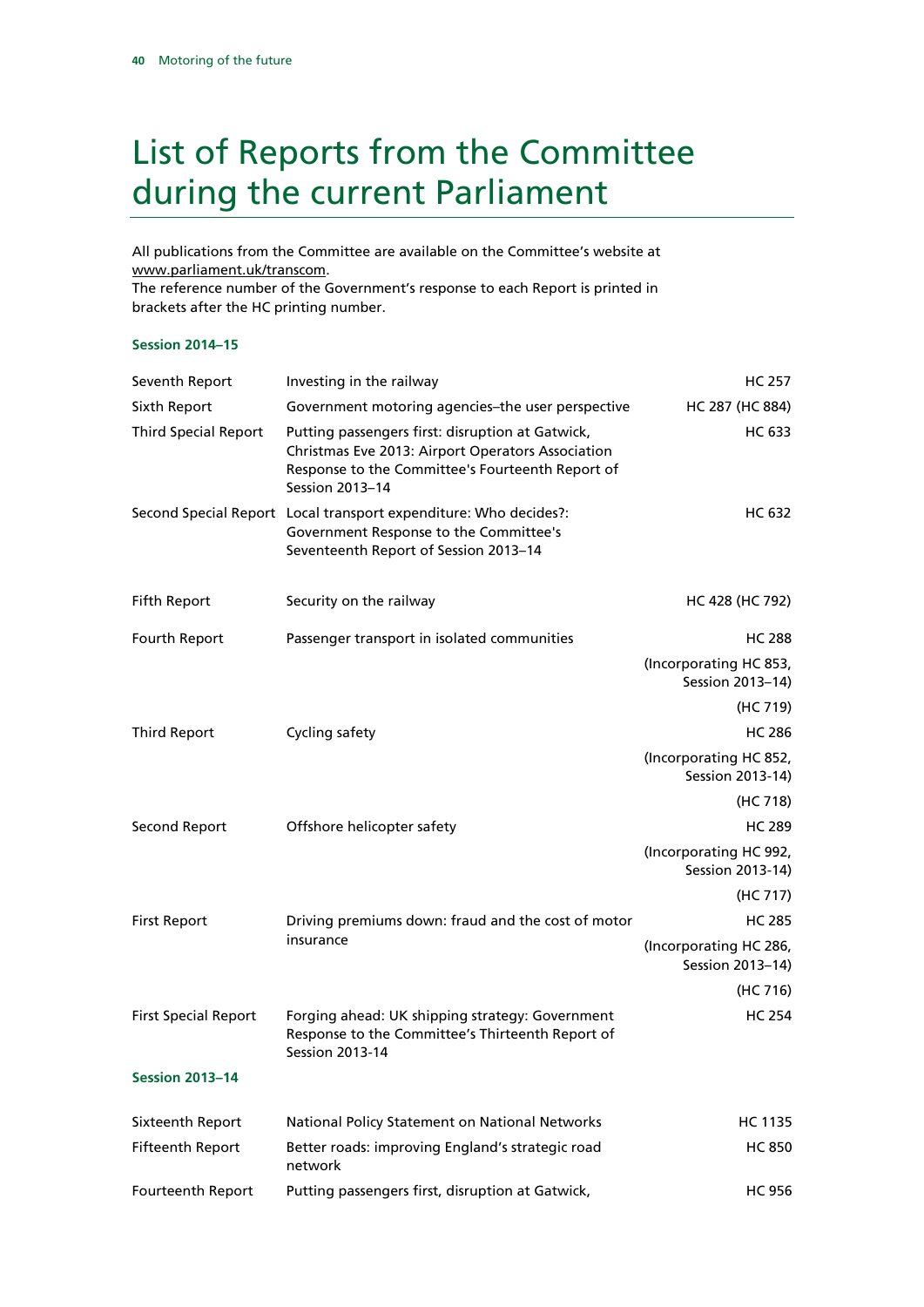# List of Reports from the Committee during the current Parliament

All publications from the Committee are available on the Committee's website at www.parliament.uk/transcom.

The reference number of the Government's response to each Report is printed in brackets after the HC printing number.

### Session 2014–15

| | | |
|---|---|---|
| Seventh Report | Investing in the railway | HC 257 |
| Sixth Report | Government motoring agencies–the user perspective | HC 287 (HC 884) |
| Third Special Report | Putting passengers first: disruption at Gatwick, Christmas Eve 2013: Airport Operators Association Response to the Committee's Fourteenth Report of Session 2013–14 | HC 633 |
| Second Special Report | Local transport expenditure: Who decides?: Government Response to the Committee's Seventeenth Report of Session 2013–14 | HC 632 |
| Fifth Report | Security on the railway | HC 428 (HC 792) |
| Fourth Report | Passenger transport in isolated communities | HC 288 (Incorporating HC 853, Session 2013–14) (HC 719) |
| Third Report | Cycling safety | HC 286 (Incorporating HC 852, Session 2013-14) (HC 718) |
| Second Report | Offshore helicopter safety | HC 289 (Incorporating HC 992, Session 2013-14) (HC 717) |
| First Report | Driving premiums down: fraud and the cost of motor insurance | HC 285 (Incorporating HC 286, Session 2013–14) (HC 716) |
| First Special Report | Forging ahead: UK shipping strategy: Government Response to the Committee's Thirteenth Report of Session 2013-14 | HC 254 |

### Session 2013–14

| | | |
|---|---|---|
| Sixteenth Report | National Policy Statement on National Networks | HC 1135 |
| Fifteenth Report | Better roads: improving England's strategic road network | HC 850 |
| Fourteenth Report | Putting passengers first, disruption at Gatwick, | HC 956 |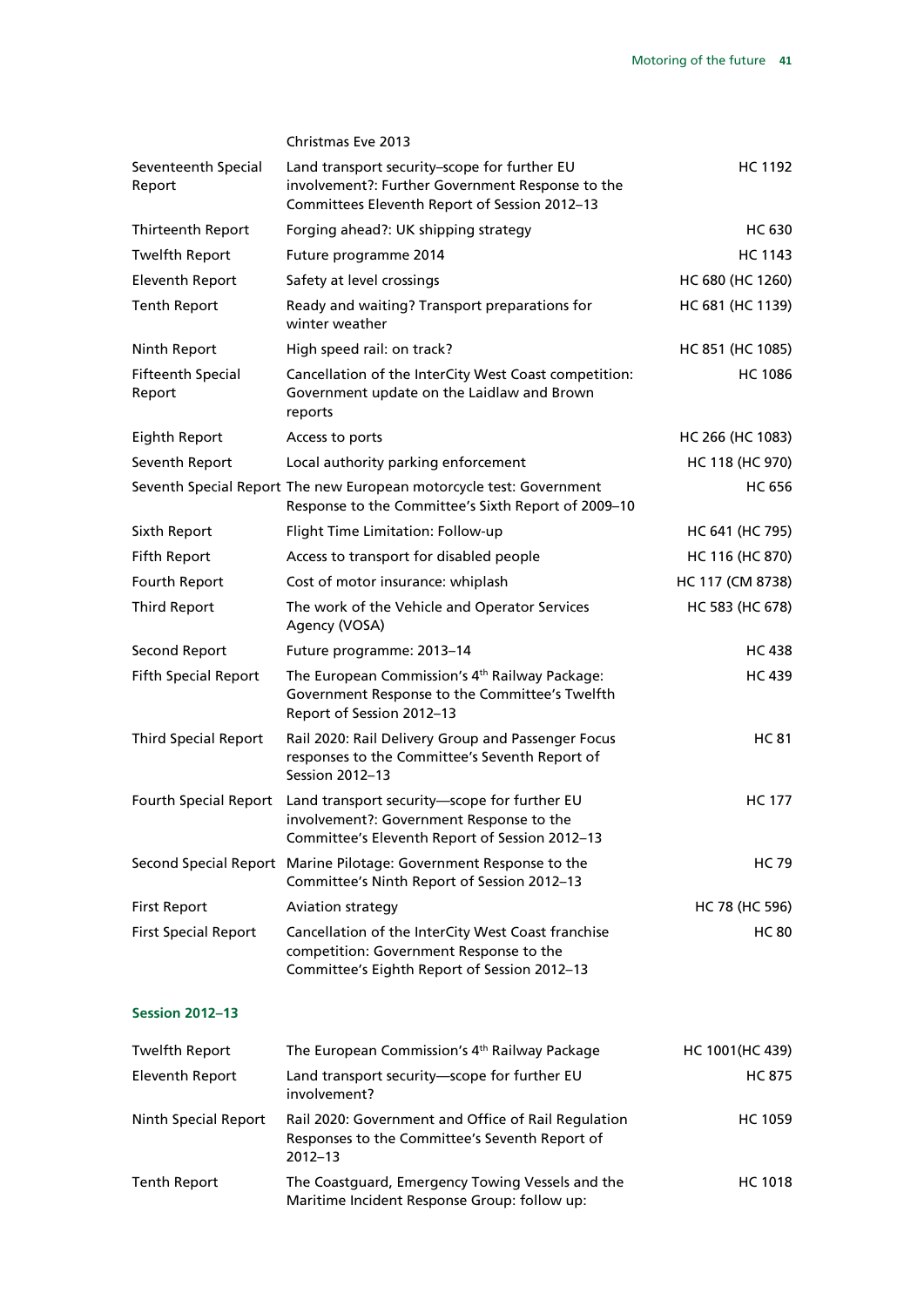| | Christmas Eve 2013 | |
|---|---|---|
| Seventeenth Special Report | Land transport security–scope for further EU involvement?: Further Government Response to the Committees Eleventh Report of Session 2012–13 | HC 1192 |
| Thirteenth Report | Forging ahead?: UK shipping strategy | HC 630 |
| Twelfth Report | Future programme 2014 | HC 1143 |
| Eleventh Report | Safety at level crossings | HC 680 (HC 1260) |
| Tenth Report | Ready and waiting? Transport preparations for winter weather | HC 681 (HC 1139) |
| Ninth Report | High speed rail: on track? | HC 851 (HC 1085) |
| Fifteenth Special Report | Cancellation of the InterCity West Coast competition: Government update on the Laidlaw and Brown reports | HC 1086 |
| Eighth Report | Access to ports | HC 266 (HC 1083) |
| Seventh Report | Local authority parking enforcement | HC 118 (HC 970) |
| Seventh Special Report | The new European motorcycle test: Government Response to the Committee's Sixth Report of 2009–10 | HC 656 |
| Sixth Report | Flight Time Limitation: Follow-up | HC 641 (HC 795) |
| Fifth Report | Access to transport for disabled people | HC 116 (HC 870) |
| Fourth Report | Cost of motor insurance: whiplash | HC 117 (CM 8738) |
| Third Report | The work of the Vehicle and Operator Services Agency (VOSA) | HC 583 (HC 678) |
| Second Report | Future programme: 2013–14 | HC 438 |
| Fifth Special Report | The European Commission's 4th Railway Package: Government Response to the Committee's Twelfth Report of Session 2012–13 | HC 439 |
| Third Special Report | Rail 2020: Rail Delivery Group and Passenger Focus responses to the Committee's Seventh Report of Session 2012–13 | HC 81 |
| Fourth Special Report | Land transport security—scope for further EU involvement?: Government Response to the Committee's Eleventh Report of Session 2012–13 | HC 177 |
| Second Special Report | Marine Pilotage: Government Response to the Committee's Ninth Report of Session 2012–13 | HC 79 |
| First Report | Aviation strategy | HC 78 (HC 596) |
| First Special Report | Cancellation of the InterCity West Coast franchise competition: Government Response to the Committee's Eighth Report of Session 2012–13 | HC 80 |

**Session 2012–13**

| | | |
|---|---|---|
| Twelfth Report | The European Commission's 4th Railway Package | HC 1001(HC 439) |
| Eleventh Report | Land transport security—scope for further EU involvement? | HC 875 |
| Ninth Special Report | Rail 2020: Government and Office of Rail Regulation Responses to the Committee's Seventh Report of 2012–13 | HC 1059 |
| Tenth Report | The Coastguard, Emergency Towing Vessels and the Maritime Incident Response Group: follow up: | HC 1018 |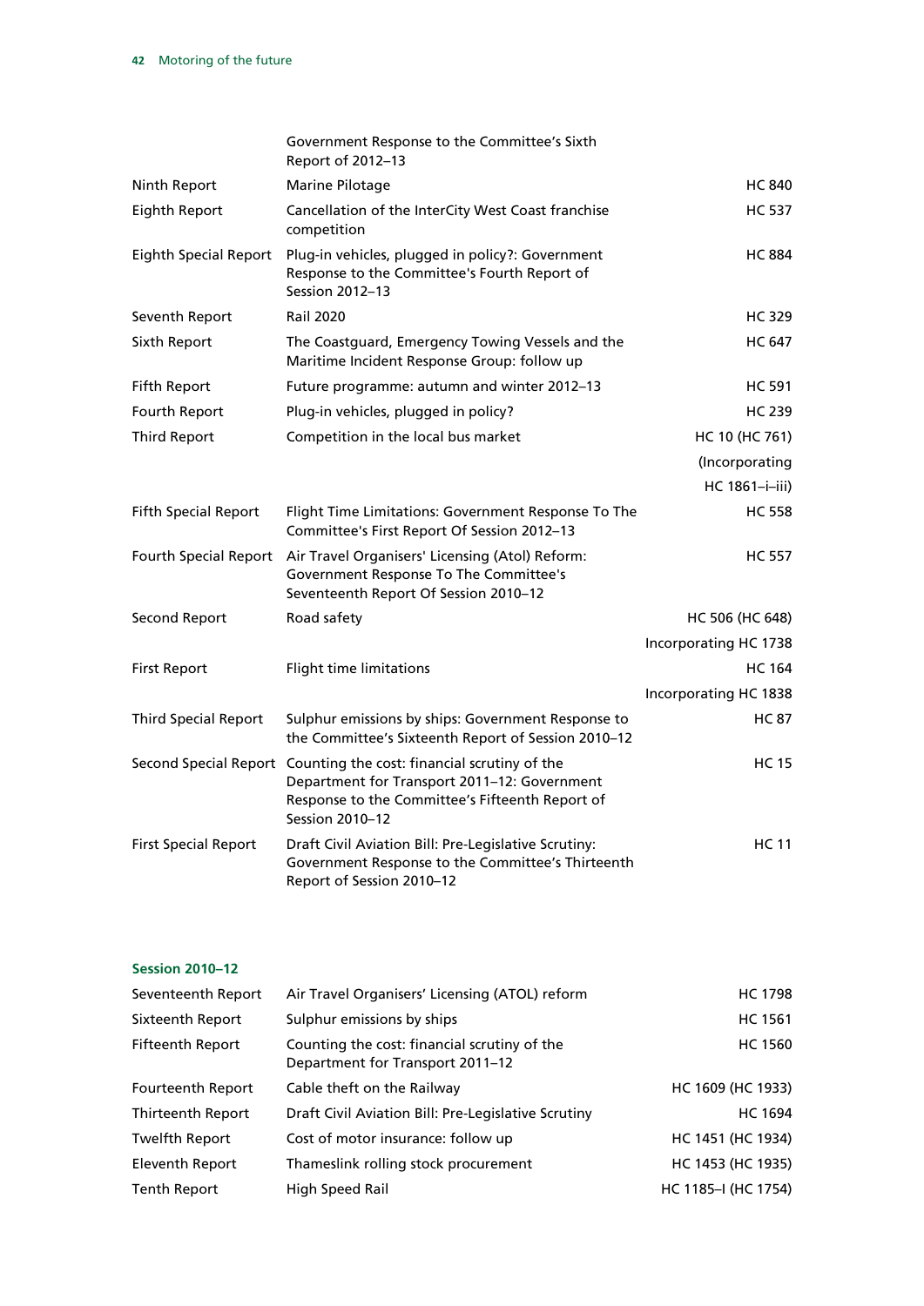| | | |
|---|---|---|
| | Government Response to the Committee's Sixth Report of 2012–13 | |
| Ninth Report | Marine Pilotage | HC 840 |
| Eighth Report | Cancellation of the InterCity West Coast franchise competition | HC 537 |
| Eighth Special Report | Plug-in vehicles, plugged in policy?: Government Response to the Committee's Fourth Report of Session 2012–13 | HC 884 |
| Seventh Report | Rail 2020 | HC 329 |
| Sixth Report | The Coastguard, Emergency Towing Vessels and the Maritime Incident Response Group: follow up | HC 647 |
| Fifth Report | Future programme: autumn and winter 2012–13 | HC 591 |
| Fourth Report | Plug-in vehicles, plugged in policy? | HC 239 |
| Third Report | Competition in the local bus market | HC 10 (HC 761) (Incorporating HC 1861–i–iii) |
| Fifth Special Report | Flight Time Limitations: Government Response To The Committee's First Report Of Session 2012–13 | HC 558 |
| Fourth Special Report | Air Travel Organisers' Licensing (Atol) Reform: Government Response To The Committee's Seventeenth Report Of Session 2010–12 | HC 557 |
| Second Report | Road safety | HC 506 (HC 648) Incorporating HC 1738 |
| First Report | Flight time limitations | HC 164 Incorporating HC 1838 |
| Third Special Report | Sulphur emissions by ships: Government Response to the Committee's Sixteenth Report of Session 2010–12 | HC 87 |
| Second Special Report | Counting the cost: financial scrutiny of the Department for Transport 2011–12: Government Response to the Committee's Fifteenth Report of Session 2010–12 | HC 15 |
| First Special Report | Draft Civil Aviation Bill: Pre-Legislative Scrutiny: Government Response to the Committee's Thirteenth Report of Session 2010–12 | HC 11 |

### Session 2010–12

| | | |
|---|---|---|
| Seventeenth Report | Air Travel Organisers' Licensing (ATOL) reform | HC 1798 |
| Sixteenth Report | Sulphur emissions by ships | HC 1561 |
| Fifteenth Report | Counting the cost: financial scrutiny of the Department for Transport 2011–12 | HC 1560 |
| Fourteenth Report | Cable theft on the Railway | HC 1609 (HC 1933) |
| Thirteenth Report | Draft Civil Aviation Bill: Pre-Legislative Scrutiny | HC 1694 |
| Twelfth Report | Cost of motor insurance: follow up | HC 1451 (HC 1934) |
| Eleventh Report | Thameslink rolling stock procurement | HC 1453 (HC 1935) |
| Tenth Report | High Speed Rail | HC 1185–I (HC 1754) |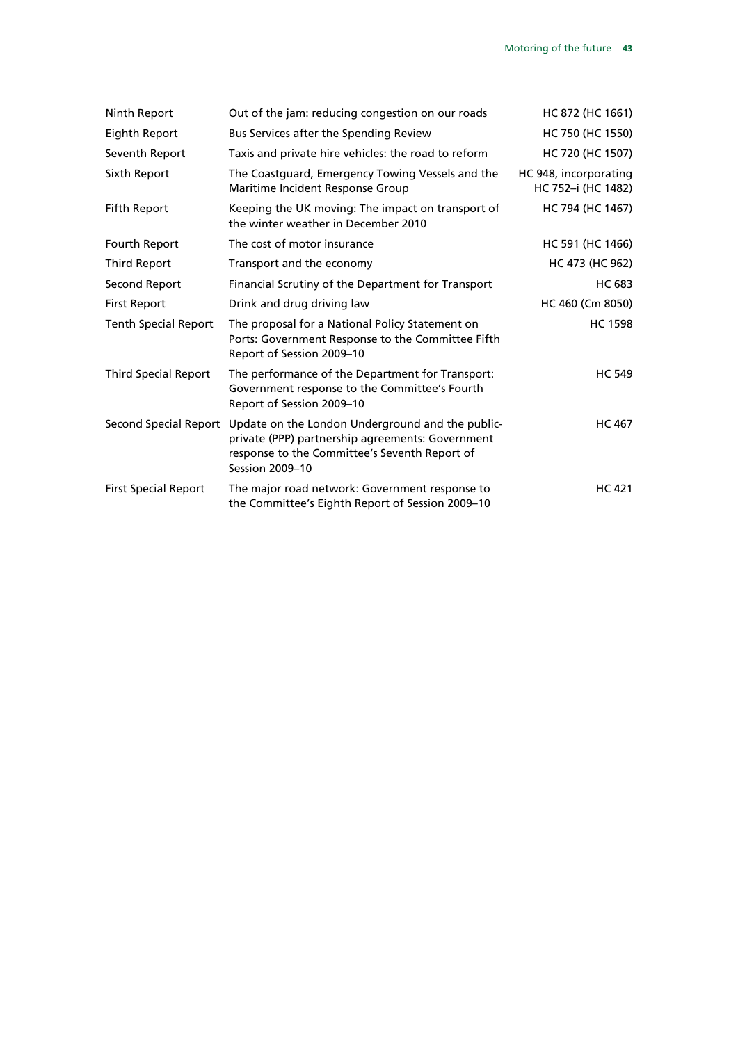| | | |
|---|---|---|
| Ninth Report | Out of the jam: reducing congestion on our roads | HC 872 (HC 1661) |
| Eighth Report | Bus Services after the Spending Review | HC 750 (HC 1550) |
| Seventh Report | Taxis and private hire vehicles: the road to reform | HC 720 (HC 1507) |
| Sixth Report | The Coastguard, Emergency Towing Vessels and the Maritime Incident Response Group | HC 948, incorporating HC 752–i (HC 1482) |
| Fifth Report | Keeping the UK moving: The impact on transport of the winter weather in December 2010 | HC 794 (HC 1467) |
| Fourth Report | The cost of motor insurance | HC 591 (HC 1466) |
| Third Report | Transport and the economy | HC 473 (HC 962) |
| Second Report | Financial Scrutiny of the Department for Transport | HC 683 |
| First Report | Drink and drug driving law | HC 460 (Cm 8050) |
| Tenth Special Report | The proposal for a National Policy Statement on Ports: Government Response to the Committee Fifth Report of Session 2009–10 | HC 1598 |
| Third Special Report | The performance of the Department for Transport: Government response to the Committee's Fourth Report of Session 2009–10 | HC 549 |
| Second Special Report | Update on the London Underground and the public-private (PPP) partnership agreements: Government response to the Committee's Seventh Report of Session 2009–10 | HC 467 |
| First Special Report | The major road network: Government response to the Committee's Eighth Report of Session 2009–10 | HC 421 |